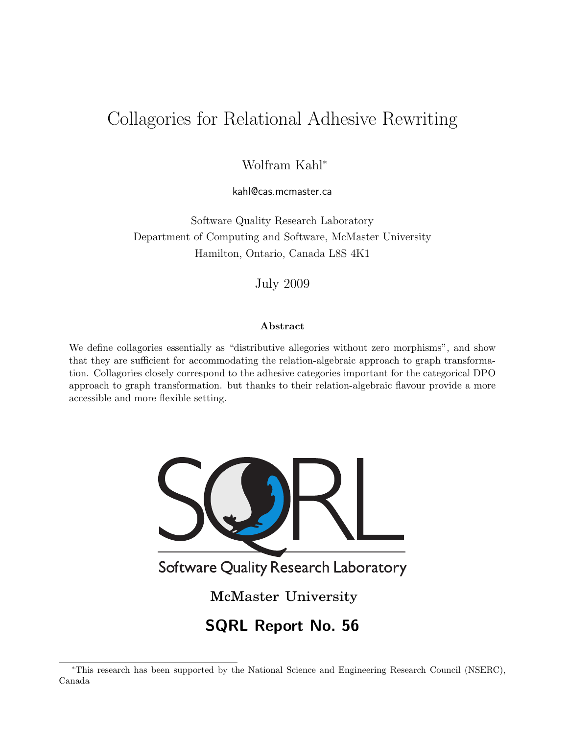# Collagories for Relational Adhesive Rewriting

Wolfram Kahl*

kahl@cas.mcmaster.ca

Software Quality Research Laboratory
Department of Computing and Software, McMaster University
Hamilton, Ontario, Canada L8S 4K1

July 2009

### Abstract

We define collagories essentially as "distributive allegories without zero morphisms", and show that they are sufficient for accommodating the relation-algebraic approach to graph transformation. Collagories closely correspond to the adhesive categories important for the categorical DPO approach to graph transformation. but thanks to their relation-algebraic flavour provide a more accessible and more flexible setting.

Software Quality Research Laboratory

**McMaster University**

**SQRL Report No. 56**

*This research has been supported by the National Science and Engineering Research Council (NSERC), Canada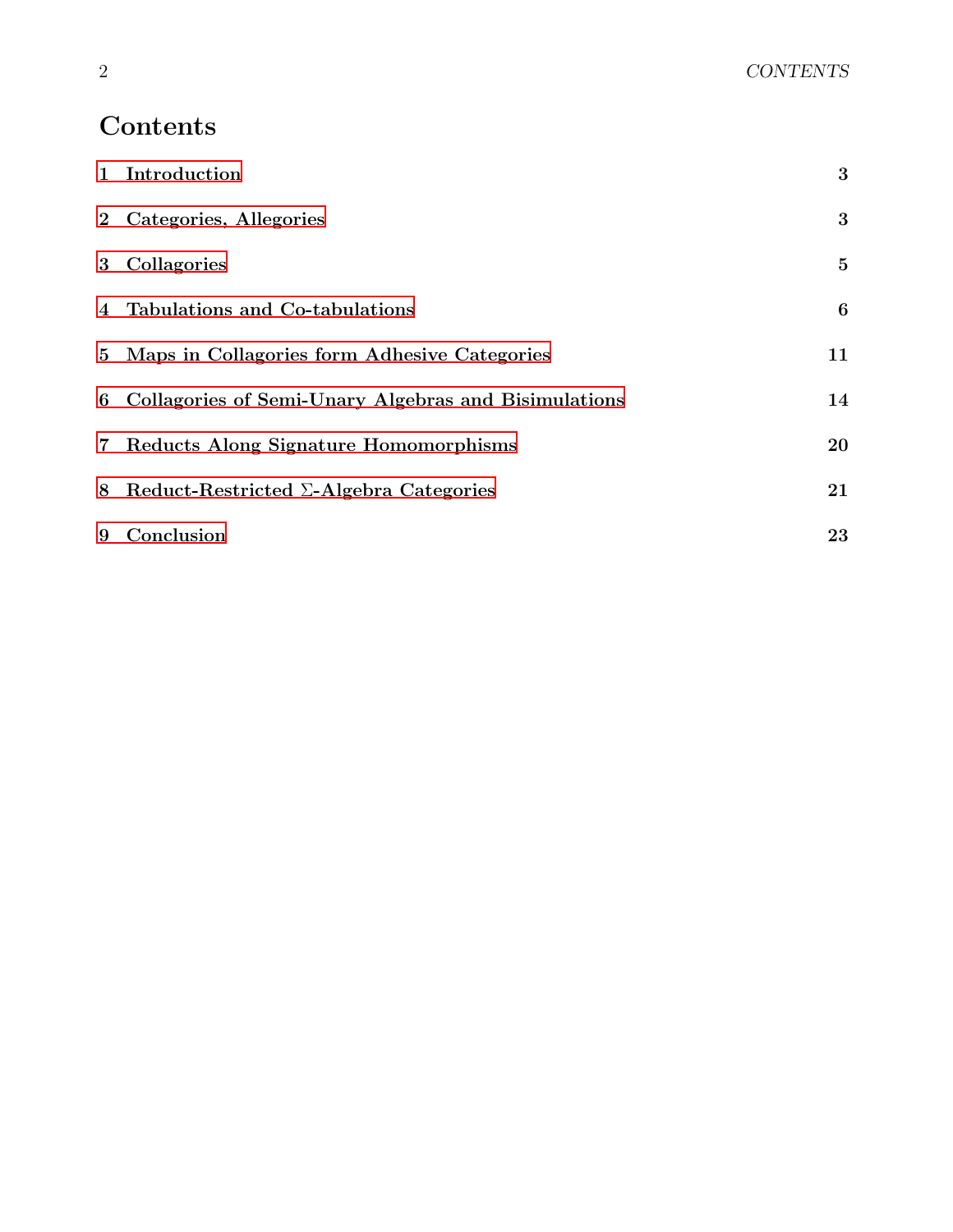# Contents

| | |
|---|---|
| 1 Introduction | 3 |
| 2 Categories, Allegories | 3 |
| 3 Collagories | 5 |
| 4 Tabulations and Co-tabulations | 6 |
| 5 Maps in Collagories form Adhesive Categories | 11 |
| 6 Collagories of Semi-Unary Algebras and Bisimulations | 14 |
| 7 Reducts Along Signature Homomorphisms | 20 |
| 8 Reduct-Restricted $\Sigma$-Algebra Categories | 21 |
| 9 Conclusion | 23 |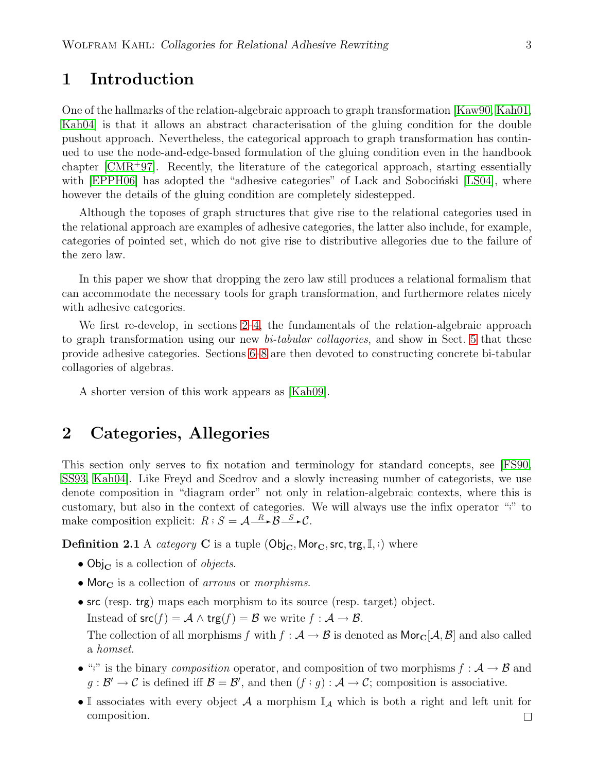# 1 Introduction

One of the hallmarks of the relation-algebraic approach to graph transformation [Kaw90, Kah01, Kah04] is that it allows an abstract characterisation of the gluing condition for the double pushout approach. Nevertheless, the categorical approach to graph transformation has continued to use the node-and-edge-based formulation of the gluing condition even in the handbook chapter [CMR+97]. Recently, the literature of the categorical approach, starting essentially with [EPPH06] has adopted the "adhesive categories" of Lack and Sobociński [LS04], where however the details of the gluing condition are completely sidestepped.

Although the toposes of graph structures that give rise to the relational categories used in the relational approach are examples of adhesive categories, the latter also include, for example, categories of pointed set, which do not give rise to distributive allegories due to the failure of the zero law.

In this paper we show that dropping the zero law still produces a relational formalism that can accommodate the necessary tools for graph transformation, and furthermore relates nicely with adhesive categories.

We first re-develop, in sections 2–4, the fundamentals of the relation-algebraic approach to graph transformation using our new *bi-tabular collagories*, and show in Sect. 5 that these provide adhesive categories. Sections 6–8 are then devoted to constructing concrete bi-tabular collagories of algebras.

A shorter version of this work appears as [Kah09].

# 2 Categories, Allegories

This section only serves to fix notation and terminology for standard concepts, see [FS90, SS93, Kah04]. Like Freyd and Scedrov and a slowly increasing number of categorists, we use denote composition in "diagram order" not only in relation-algebraic contexts, where this is customary, but also in the context of categories. We will always use the infix operator ";" to make composition explicit: $R ; S = \mathcal{A} \xrightarrow{R} \mathcal{B} \xrightarrow{S} \mathcal{C}$.

**Definition 2.1** A *category* $\mathbf{C}$ is a tuple $(\mathsf{Obj}_{\mathbf{C}}, \mathsf{Mor}_{\mathbf{C}}, \mathsf{src}, \mathsf{trg}, \mathbb{I}, ;)$ where

- $\mathsf{Obj}_{\mathbf{C}}$ is a collection of *objects*.
- $\mathsf{Mor}_{\mathbf{C}}$ is a collection of *arrows* or *morphisms*.
- $\mathsf{src}$ (resp. $\mathsf{trg}$) maps each morphism to its source (resp. target) object.
  Instead of $\mathsf{src}(f) = \mathcal{A} \wedge \mathsf{trg}(f) = \mathcal{B}$ we write $f : \mathcal{A} \to \mathcal{B}$.
  The collection of all morphisms $f$ with $f : \mathcal{A} \to \mathcal{B}$ is denoted as $\mathsf{Mor}_{\mathbf{C}}[\mathcal{A}, \mathcal{B}]$ and also called a *homset*.
- ";" is the binary *composition* operator, and composition of two morphisms $f : \mathcal{A} \to \mathcal{B}$ and $g : \mathcal{B}' \to \mathcal{C}$ is defined iff $\mathcal{B} = \mathcal{B}'$, and then $(f ; g) : \mathcal{A} \to \mathcal{C}$; composition is associative.
- $\mathbb{I}$ associates with every object $\mathcal{A}$ a morphism $\mathbb{I}_{\mathcal{A}}$ which is both a right and left unit for composition. □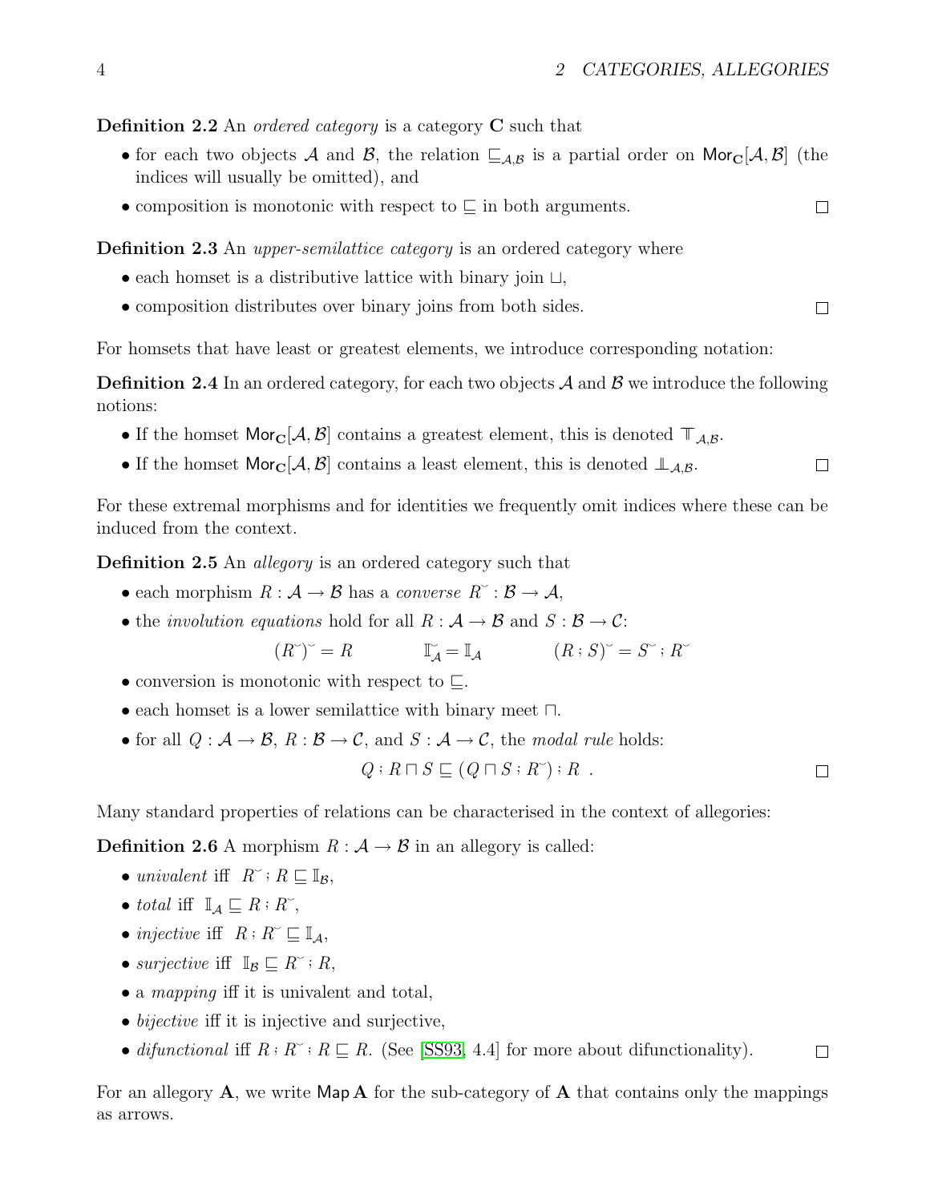**Definition 2.2** An *ordered category* is a category $\mathbf{C}$ such that

- for each two objects $\mathcal{A}$ and $\mathcal{B}$, the relation $\sqsubseteq_{\mathcal{A},\mathcal{B}}$ is a partial order on $\mathsf{Mor}_{\mathbf{C}}[\mathcal{A},\mathcal{B}]$ (the indices will usually be omitted), and
- composition is monotonic with respect to $\sqsubseteq$ in both arguments. □

**Definition 2.3** An *upper-semilattice category* is an ordered category where

- each homset is a distributive lattice with binary join $\sqcup$,
- composition distributes over binary joins from both sides. □

For homsets that have least or greatest elements, we introduce corresponding notation:

**Definition 2.4** In an ordered category, for each two objects $\mathcal{A}$ and $\mathcal{B}$ we introduce the following notions:

- If the homset $\mathsf{Mor}_{\mathbf{C}}[\mathcal{A},\mathcal{B}]$ contains a greatest element, this is denoted $\mathbb{T}_{\mathcal{A},\mathcal{B}}$.
- If the homset $\mathsf{Mor}_{\mathbf{C}}[\mathcal{A},\mathcal{B}]$ contains a least element, this is denoted $\mathbb{L}_{\mathcal{A},\mathcal{B}}$. □

For these extremal morphisms and for identities we frequently omit indices where these can be induced from the context.

**Definition 2.5** An *allegory* is an ordered category such that

- each morphism $R : \mathcal{A} \to \mathcal{B}$ has a *converse* $R^{\smile} : \mathcal{B} \to \mathcal{A}$,
- the *involution equations* hold for all $R : \mathcal{A} \to \mathcal{B}$ and $S : \mathcal{B} \to \mathcal{C}$:

$$(R^{\smile})^{\smile} = R \qquad\qquad \mathbb{I}_{\mathcal{A}}^{\smile} = \mathbb{I}_{\mathcal{A}} \qquad\qquad (R\,;S)^{\smile} = S^{\smile}\,;R^{\smile}$$

- conversion is monotonic with respect to $\sqsubseteq$.
- each homset is a lower semilattice with binary meet $\sqcap$.
- for all $Q : \mathcal{A} \to \mathcal{B}$, $R : \mathcal{B} \to \mathcal{C}$, and $S : \mathcal{A} \to \mathcal{C}$, the *modal rule* holds:

$$Q\,;R \sqcap S \sqsubseteq (Q \sqcap S\,;R^{\smile})\,;R \ .$$

□

Many standard properties of relations can be characterised in the context of allegories:

**Definition 2.6** A morphism $R : \mathcal{A} \to \mathcal{B}$ in an allegory is called:

- *univalent* iff $R^{\smile}\,;R \sqsubseteq \mathbb{I}_{\mathcal{B}}$,
- *total* iff $\mathbb{I}_{\mathcal{A}} \sqsubseteq R\,;R^{\smile}$,
- *injective* iff $R\,;R^{\smile} \sqsubseteq \mathbb{I}_{\mathcal{A}}$,
- *surjective* iff $\mathbb{I}_{\mathcal{B}} \sqsubseteq R^{\smile}\,;R$,
- a *mapping* iff it is univalent and total,
- *bijective* iff it is injective and surjective,
- *difunctional* iff $R\,;R^{\smile}\,;R \sqsubseteq R$. (See [SS93, 4.4] for more about difunctionality). □

For an allegory $\mathbf{A}$, we write $\mathsf{Map}\,\mathbf{A}$ for the sub-category of $\mathbf{A}$ that contains only the mappings as arrows.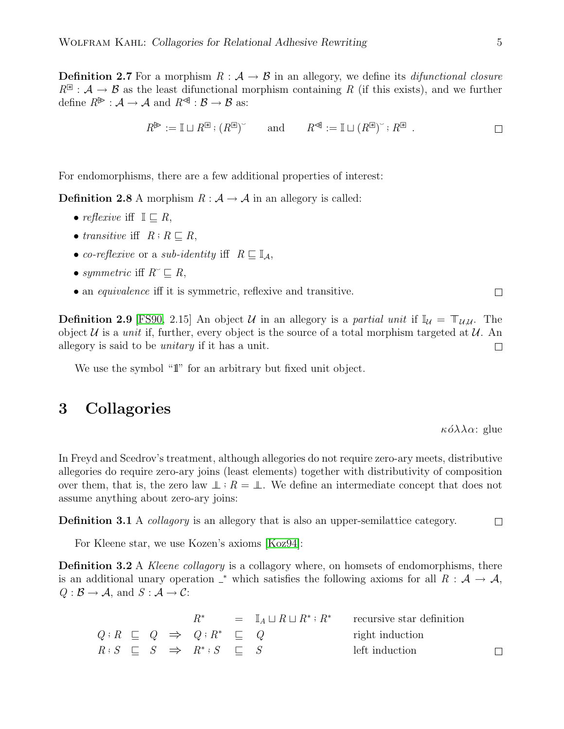**Definition 2.7** For a morphism $R : \mathcal{A} \to \mathcal{B}$ in an allegory, we define its *difunctional closure* $R^{\boxtimes} : \mathcal{A} \to \mathcal{B}$ as the least difunctional morphism containing $R$ (if this exists), and we further define $R^{\triangleright} : \mathcal{A} \to \mathcal{A}$ and $R^{\triangleleft} : \mathcal{B} \to \mathcal{B}$ as:

$$R^{\triangleright} := \mathbb{I} \sqcup R^{\boxtimes} ; (R^{\boxtimes})^{\smile} \qquad \text{and} \qquad R^{\triangleleft} := \mathbb{I} \sqcup (R^{\boxtimes})^{\smile} ; R^{\boxtimes} \ . \qquad \square$$

For endomorphisms, there are a few additional properties of interest:

**Definition 2.8** A morphism $R : \mathcal{A} \to \mathcal{A}$ in an allegory is called:

- *reflexive* iff $\mathbb{I} \sqsubseteq R$,
- *transitive* iff $R ; R \sqsubseteq R$,
- *co-reflexive* or a *sub-identity* iff $R \sqsubseteq \mathbb{I}_{\mathcal{A}}$,
- *symmetric* iff $R^{\smile} \sqsubseteq R$,
- an *equivalence* iff it is symmetric, reflexive and transitive. $\square$

**Definition 2.9** [FS90, 2.15] An object $\mathcal{U}$ in an allegory is a *partial unit* if $\mathbb{I}_{\mathcal{U}} = \mathbb{T}_{\mathcal{U},\mathcal{U}}$. The object $\mathcal{U}$ is a *unit* if, further, every object is the source of a total morphism targeted at $\mathcal{U}$. An allegory is said to be *unitary* if it has a unit. $\square$

We use the symbol "$\mathbb{1}$" for an arbitrary but fixed unit object.

# 3 Collagories

κόλλα: glue

In Freyd and Scedrov's treatment, although allegories do not require zero-ary meets, distributive allegories do require zero-ary joins (least elements) together with distributivity of composition over them, that is, the zero law $\perp\!\!\!\perp ; R = \perp\!\!\!\perp$. We define an intermediate concept that does not assume anything about zero-ary joins:

**Definition 3.1** A *collagory* is an allegory that is also an upper-semilattice category. $\square$

For Kleene star, we use Kozen's axioms [Koz94]:

**Definition 3.2** A *Kleene collagory* is a collagory where, on homsets of endomorphisms, there is an additional unary operation $\_^*$ which satisfies the following axioms for all $R : \mathcal{A} \to \mathcal{A}$, $Q : \mathcal{B} \to \mathcal{A}$, and $S : \mathcal{A} \to \mathcal{C}$:

$$\begin{array}{rcll} R^* & = & \mathbb{I}_A \sqcup R \sqcup R^* ; R^* & \text{recursive star definition} \\ Q ; R \sqsubseteq Q \ \Rightarrow \ Q ; R^* & \sqsubseteq & Q & \text{right induction} \\ R ; S \sqsubseteq S \ \Rightarrow \ R^* ; S & \sqsubseteq & S & \text{left induction} \end{array} \qquad \square$$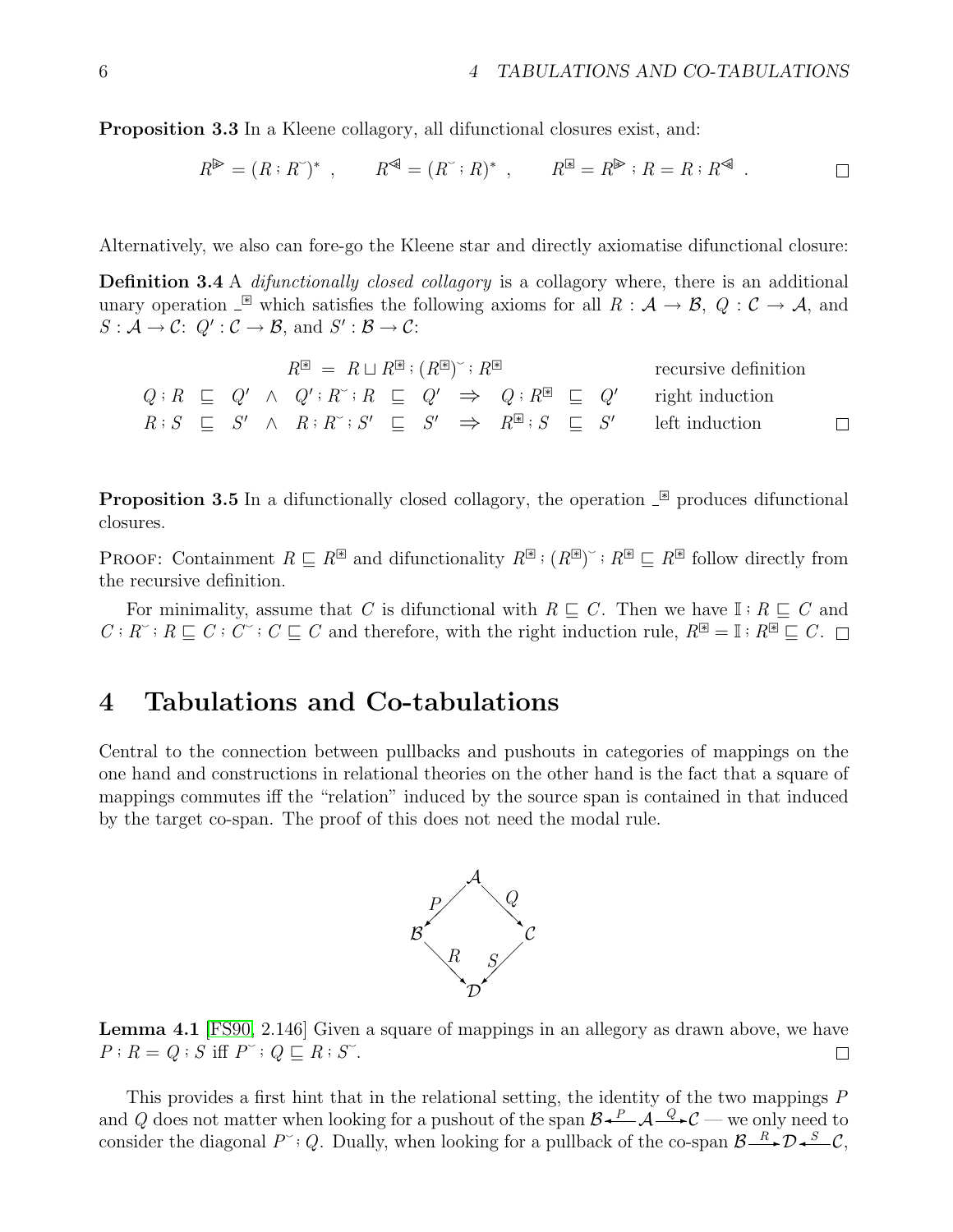**Proposition 3.3** In a Kleene collagory, all difunctional closures exist, and:

$$R^{\triangleright\!\!\triangleright} = (R \mathbin{;} R^{\smile})^* \;, \qquad R^{\triangleleft\!\!\triangleleft} = (R^{\smile} \mathbin{;} R)^* \;, \qquad R^{\boxast} = R^{\triangleright\!\!\triangleright} \mathbin{;} R = R \mathbin{;} R^{\triangleleft\!\!\triangleleft} \;. \qquad \square$$

Alternatively, we also can fore-go the Kleene star and directly axiomatise difunctional closure:

**Definition 3.4** A *difunctionally closed collagory* is a collagory where, there is an additional unary operation $\_^{\boxast}$ which satisfies the following axioms for all $R : \mathcal{A} \to \mathcal{B}$, $Q : \mathcal{C} \to \mathcal{A}$, and $S : \mathcal{A} \to \mathcal{C}$: $Q' : \mathcal{C} \to \mathcal{B}$, and $S' : \mathcal{B} \to \mathcal{C}$:

$$\begin{array}{lll}
R^{\boxast} \;=\; R \sqcup R^{\boxast} \mathbin{;} (R^{\boxast})^{\smile} \mathbin{;} R^{\boxast} & & \text{recursive definition} \\
Q \mathbin{;} R \;\sqsubseteq\; Q' \;\wedge\; Q' \mathbin{;} R^{\smile} \mathbin{;} R \;\sqsubseteq\; Q' \;\Rightarrow\; Q \mathbin{;} R^{\boxast} \;\sqsubseteq\; Q' & & \text{right induction} \\
R \mathbin{;} S \;\sqsubseteq\; S' \;\wedge\; R \mathbin{;} R^{\smile} \mathbin{;} S' \;\sqsubseteq\; S' \;\Rightarrow\; R^{\boxast} \mathbin{;} S \;\sqsubseteq\; S' & & \text{left induction} \qquad \square
\end{array}$$

**Proposition 3.5** In a difunctionally closed collagory, the operation $\_^{\boxast}$ produces difunctional closures.

PROOF: Containment $R \sqsubseteq R^{\boxast}$ and difunctionality $R^{\boxast} \mathbin{;} (R^{\boxast})^{\smile} \mathbin{;} R^{\boxast} \sqsubseteq R^{\boxast}$ follow directly from the recursive definition.

For minimality, assume that $C$ is difunctional with $R \sqsubseteq C$. Then we have $\mathbb{I} \mathbin{;} R \sqsubseteq C$ and $C \mathbin{;} R^{\smile} \mathbin{;} R \sqsubseteq C \mathbin{;} C^{\smile} \mathbin{;} C \sqsubseteq C$ and therefore, with the right induction rule, $R^{\boxast} = \mathbb{I} \mathbin{;} R^{\boxast} \sqsubseteq C$. $\square$

# 4 Tabulations and Co-tabulations

Central to the connection between pullbacks and pushouts in categories of mappings on the one hand and constructions in relational theories on the other hand is the fact that a square of mappings commutes iff the "relation" induced by the source span is contained in that induced by the target co-span. The proof of this does not need the modal rule.

$$\begin{array}{ccccc}
 & & \mathcal{A} & & \\
 & \swarrow^{P} & & \searrow^{Q} & \\
\mathcal{B} & & & & \mathcal{C} \\
 & \searrow_{R} & & \swarrow_{S} & \\
 & & \mathcal{D} & &
\end{array}$$

**Lemma 4.1** [FS90, 2.146] Given a square of mappings in an allegory as drawn above, we have $P \mathbin{;} R = Q \mathbin{;} S$ iff $P^{\smile} \mathbin{;} Q \sqsubseteq R \mathbin{;} S^{\smile}$. $\square$

This provides a first hint that in the relational setting, the identity of the two mappings $P$ and $Q$ does not matter when looking for a pushout of the span $\mathcal{B} \xleftarrow{P} \mathcal{A} \xrightarrow{Q} \mathcal{C}$ — we only need to consider the diagonal $P^{\smile} \mathbin{;} Q$. Dually, when looking for a pullback of the co-span $\mathcal{B} \xrightarrow{R} \mathcal{D} \xleftarrow{S} \mathcal{C}$,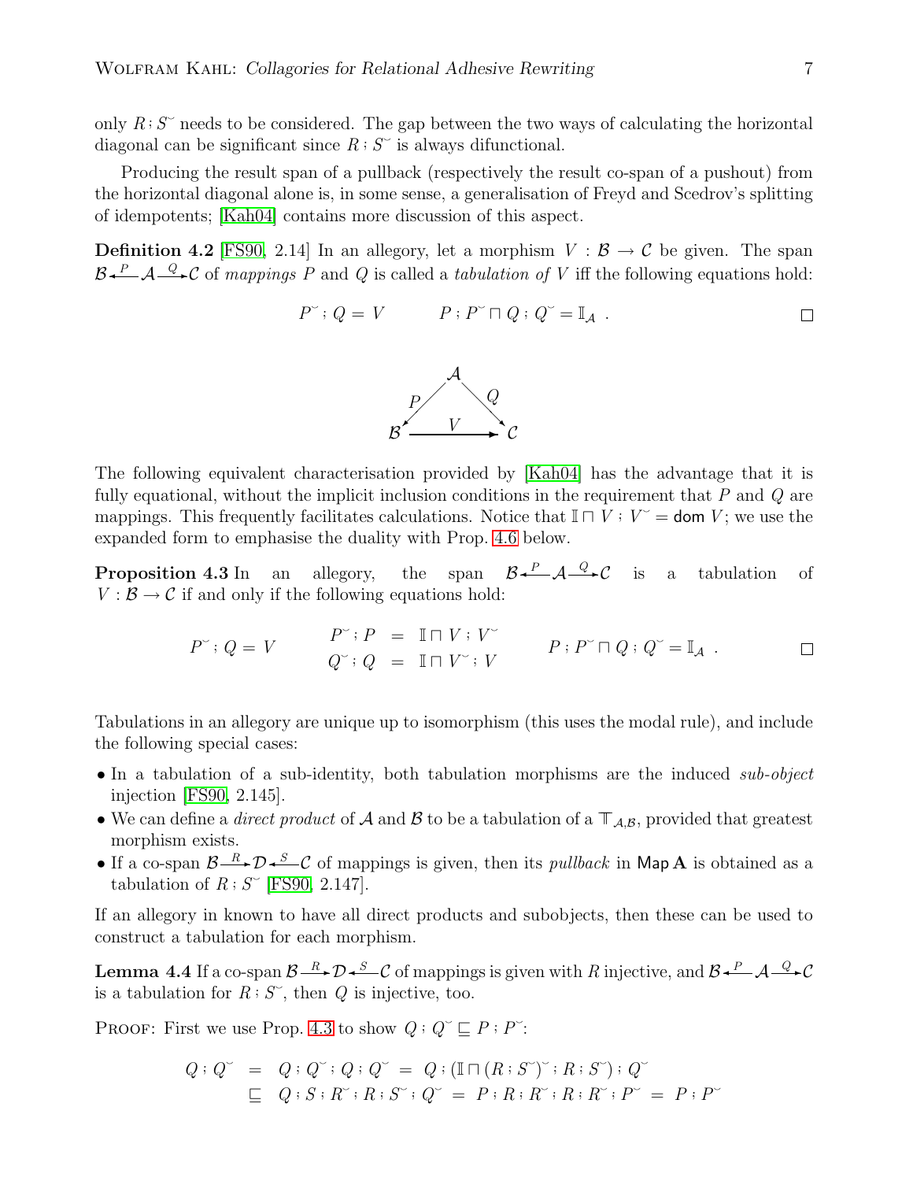only $R ; S^{\smile}$ needs to be considered. The gap between the two ways of calculating the horizontal diagonal can be significant since $R ; S^{\smile}$ is always difunctional.

Producing the result span of a pullback (respectively the result co-span of a pushout) from the horizontal diagonal alone is, in some sense, a generalisation of Freyd and Scedrov's splitting of idempotents; [Kah04] contains more discussion of this aspect.

**Definition 4.2** [FS90, 2.14] In an allegory, let a morphism $V : \mathcal{B} \to \mathcal{C}$ be given. The span $\mathcal{B} \xleftarrow{P} \mathcal{A} \xrightarrow{Q} \mathcal{C}$ of *mappings* $P$ and $Q$ is called a *tabulation of* $V$ iff the following equations hold:

$$P^{\smile} ; Q = V \qquad P ; P^{\smile} \sqcap Q ; Q^{\smile} = \mathbb{I}_{\mathcal{A}} \ . \qquad \square$$

$$\begin{array}{ccc} & \mathcal{A} & \\ {\swarrow}^{P} & & {\searrow}^{Q} \\ \mathcal{B} & \xrightarrow{V} & \mathcal{C} \end{array}$$

The following equivalent characterisation provided by [Kah04] has the advantage that it is fully equational, without the implicit inclusion conditions in the requirement that $P$ and $Q$ are mappings. This frequently facilitates calculations. Notice that $\mathbb{I} \sqcap V ; V^{\smile} = \mathsf{dom}\, V$; we use the expanded form to emphasise the duality with Prop. 4.6 below.

**Proposition 4.3** In an allegory, the span $\mathcal{B} \xleftarrow{P} \mathcal{A} \xrightarrow{Q} \mathcal{C}$ is a tabulation of $V : \mathcal{B} \to \mathcal{C}$ if and only if the following equations hold:

$$P^{\smile} ; Q = V \qquad \begin{array}{rcl} P^{\smile} ; P & = & \mathbb{I} \sqcap V ; V^{\smile} \\ Q^{\smile} ; Q & = & \mathbb{I} \sqcap V^{\smile} ; V \end{array} \qquad P ; P^{\smile} \sqcap Q ; Q^{\smile} = \mathbb{I}_{\mathcal{A}} \ . \qquad \square$$

Tabulations in an allegory are unique up to isomorphism (this uses the modal rule), and include the following special cases:

- In a tabulation of a sub-identity, both tabulation morphisms are the induced *sub-object* injection [FS90, 2.145].
- We can define a *direct product* of $\mathcal{A}$ and $\mathcal{B}$ to be a tabulation of a $\mathbb{T}_{\mathcal{A},\mathcal{B}}$, provided that greatest morphism exists.
- If a co-span $\mathcal{B} \xrightarrow{R} \mathcal{D} \xleftarrow{S} \mathcal{C}$ of mappings is given, then its *pullback* in $\mathsf{Map}\,\mathbf{A}$ is obtained as a tabulation of $R ; S^{\smile}$ [FS90, 2.147].

If an allegory in known to have all direct products and subobjects, then these can be used to construct a tabulation for each morphism.

**Lemma 4.4** If a co-span $\mathcal{B} \xrightarrow{R} \mathcal{D} \xleftarrow{S} \mathcal{C}$ of mappings is given with $R$ injective, and $\mathcal{B} \xleftarrow{P} \mathcal{A} \xrightarrow{Q} \mathcal{C}$ is a tabulation for $R ; S^{\smile}$, then $Q$ is injective, too.

PROOF: First we use Prop. 4.3 to show $Q ; Q^{\smile} \sqsubseteq P ; P^{\smile}$:

$$\begin{array}{rcl} Q ; Q^{\smile} & = & Q ; Q^{\smile} ; Q ; Q^{\smile} \ = \ Q ; (\mathbb{I} \sqcap (R ; S^{\smile})^{\smile} ; R ; S^{\smile}) ; Q^{\smile} \\ & \sqsubseteq & Q ; S ; R^{\smile} ; R ; S^{\smile} ; Q^{\smile} \ = \ P ; R ; R^{\smile} ; R ; R^{\smile} ; P^{\smile} \ = \ P ; P^{\smile} \end{array}$$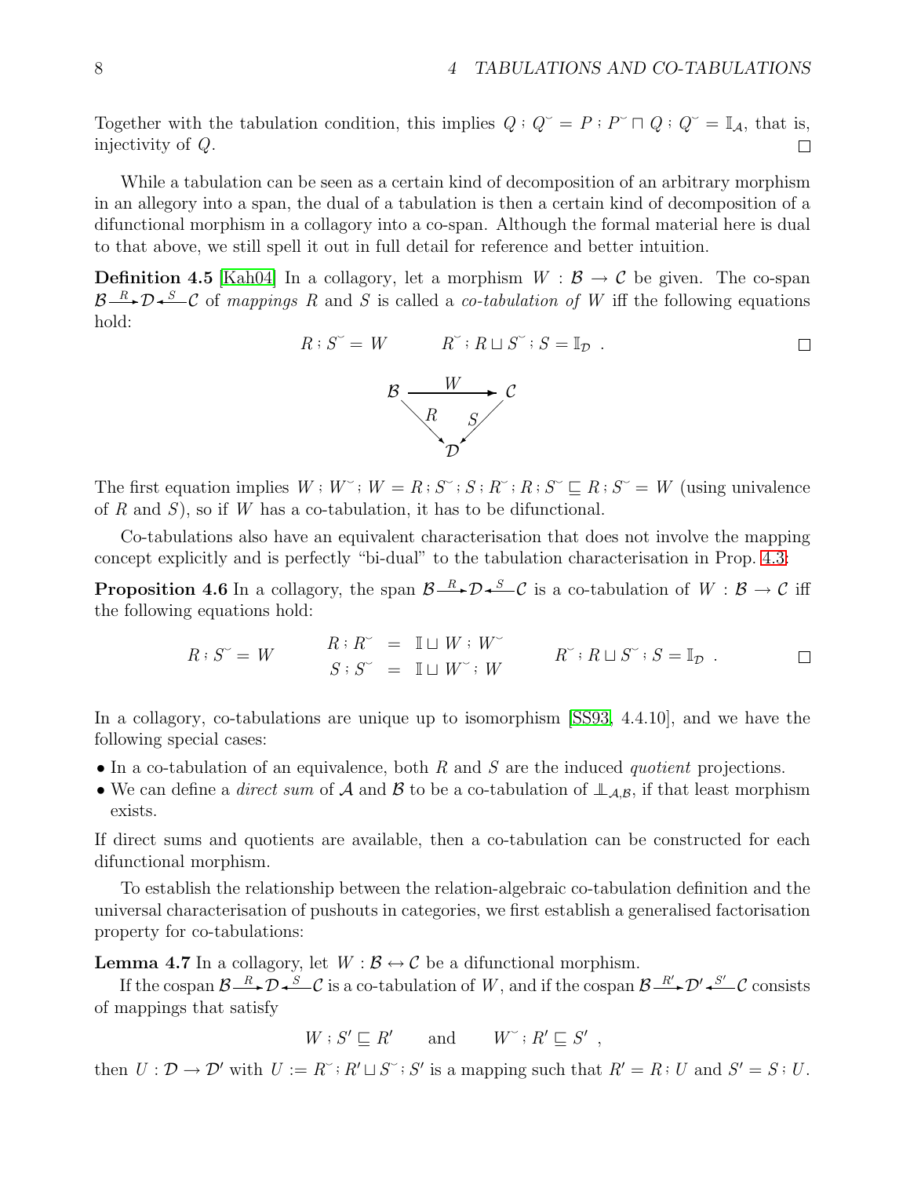Together with the tabulation condition, this implies $Q \mathbin{;} Q^{\smile} = P \mathbin{;} P^{\smile} \sqcap Q \mathbin{;} Q^{\smile} = \mathbb{I}_{\mathcal{A}}$, that is, injectivity of $Q$. $\square$

While a tabulation can be seen as a certain kind of decomposition of an arbitrary morphism in an allegory into a span, the dual of a tabulation is then a certain kind of decomposition of a difunctional morphism in a collagory into a co-span. Although the formal material here is dual to that above, we still spell it out in full detail for reference and better intuition.

**Definition 4.5** [Kah04] In a collagory, let a morphism $W : \mathcal{B} \to \mathcal{C}$ be given. The co-span $\mathcal{B} \xrightarrow{R} \mathcal{D} \xleftarrow{S} \mathcal{C}$ of *mappings* $R$ and $S$ is called a *co-tabulation of* $W$ iff the following equations hold:

$$R \mathbin{;} S^{\smile} = W \qquad R^{\smile} \mathbin{;} R \sqcup S^{\smile} \mathbin{;} S = \mathbb{I}_{\mathcal{D}} \ . \qquad \square$$

$$\begin{array}{ccc} \mathcal{B} & \xrightarrow{\quad W \quad} & \mathcal{C} \\ & {}_{R}\searrow \quad \swarrow_{S} & \\ & \mathcal{D} & \end{array}$$

The first equation implies $W \mathbin{;} W^{\smile} \mathbin{;} W = R \mathbin{;} S^{\smile} \mathbin{;} S \mathbin{;} R^{\smile} \mathbin{;} R \mathbin{;} S^{\smile} \sqsubseteq R \mathbin{;} S^{\smile} = W$ (using univalence of $R$ and $S$), so if $W$ has a co-tabulation, it has to be difunctional.

Co-tabulations also have an equivalent characterisation that does not involve the mapping concept explicitly and is perfectly "bi-dual" to the tabulation characterisation in Prop. 4.3:

**Proposition 4.6** In a collagory, the span $\mathcal{B} \xrightarrow{R} \mathcal{D} \xleftarrow{S} \mathcal{C}$ is a co-tabulation of $W : \mathcal{B} \to \mathcal{C}$ iff the following equations hold:

$$R \mathbin{;} S^{\smile} = W \qquad \begin{array}{rcl} R \mathbin{;} R^{\smile} & = & \mathbb{I} \sqcup W \mathbin{;} W^{\smile} \\ S \mathbin{;} S^{\smile} & = & \mathbb{I} \sqcup W^{\smile} \mathbin{;} W \end{array} \qquad R^{\smile} \mathbin{;} R \sqcup S^{\smile} \mathbin{;} S = \mathbb{I}_{\mathcal{D}} \ . \qquad \square$$

In a collagory, co-tabulations are unique up to isomorphism [SS93, 4.4.10], and we have the following special cases:

- In a co-tabulation of an equivalence, both $R$ and $S$ are the induced *quotient* projections.
- We can define a *direct sum* of $\mathcal{A}$ and $\mathcal{B}$ to be a co-tabulation of $\perp\!\!\!\perp_{\mathcal{A},\mathcal{B}}$, if that least morphism exists.

If direct sums and quotients are available, then a co-tabulation can be constructed for each difunctional morphism.

To establish the relationship between the relation-algebraic co-tabulation definition and the universal characterisation of pushouts in categories, we first establish a generalised factorisation property for co-tabulations:

**Lemma 4.7** In a collagory, let $W : \mathcal{B} \leftrightarrow \mathcal{C}$ be a difunctional morphism.

If the cospan $\mathcal{B} \xrightarrow{R} \mathcal{D} \xleftarrow{S} \mathcal{C}$ is a co-tabulation of $W$, and if the cospan $\mathcal{B} \xrightarrow{R'} \mathcal{D}' \xleftarrow{S'} \mathcal{C}$ consists of mappings that satisfy

$$W \mathbin{;} S' \sqsubseteq R' \qquad \text{and} \qquad W^{\smile} \mathbin{;} R' \sqsubseteq S' \ ,$$

then $U : \mathcal{D} \to \mathcal{D}'$ with $U := R^{\smile} \mathbin{;} R' \sqcup S^{\smile} \mathbin{;} S'$ is a mapping such that $R' = R \mathbin{;} U$ and $S' = S \mathbin{;} U$.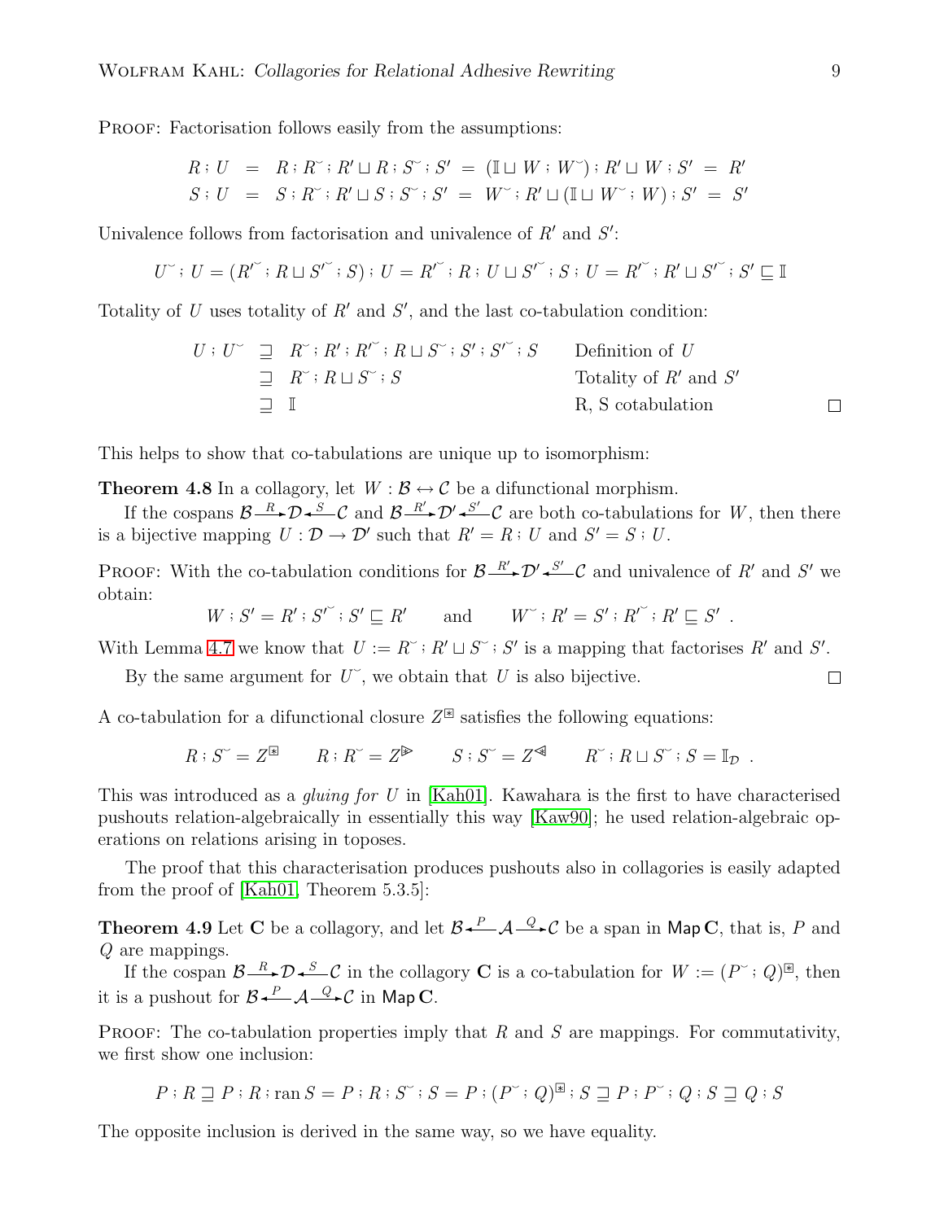PROOF: Factorisation follows easily from the assumptions:

$$
\begin{aligned}
R ; U &= R ; R^{\smile} ; R' \sqcup R ; S^{\smile} ; S' = (\mathbb{I} \sqcup W ; W^{\smile}) ; R' \sqcup W ; S' = R' \\
S ; U &= S ; R^{\smile} ; R' \sqcup S ; S^{\smile} ; S' = W^{\smile} ; R' \sqcup (\mathbb{I} \sqcup W^{\smile} ; W) ; S' = S'
\end{aligned}
$$

Univalence follows from factorisation and univalence of $R'$ and $S'$:

$$
U^{\smile} ; U = (R'^{\smile} ; R \sqcup S'^{\smile} ; S) ; U = R'^{\smile} ; R ; U \sqcup S'^{\smile} ; S ; U = R'^{\smile} ; R' \sqcup S'^{\smile} ; S' \sqsubseteq \mathbb{I}
$$

Totality of $U$ uses totality of $R'$ and $S'$, and the last co-tabulation condition:

$$
\begin{aligned}
U ; U^{\smile} &\sqsupseteq R^{\smile} ; R' ; R'^{\smile} ; R \sqcup S^{\smile} ; S' ; S'^{\smile} ; S && \text{Definition of } U \\
&\sqsupseteq R^{\smile} ; R \sqcup S^{\smile} ; S && \text{Totality of } R' \text{ and } S' \\
&\sqsupseteq \mathbb{I} && \text{R, S cotabulation}
\end{aligned}
$$

□

This helps to show that co-tabulations are unique up to isomorphism:

**Theorem 4.8** In a collagory, let $W : \mathcal{B} \leftrightarrow \mathcal{C}$ be a difunctional morphism.

If the cospans $\mathcal{B} \xrightarrow{R} \mathcal{D} \xleftarrow{S} \mathcal{C}$ and $\mathcal{B} \xrightarrow{R'} \mathcal{D}' \xleftarrow{S'} \mathcal{C}$ are both co-tabulations for $W$, then there is a bijective mapping $U : \mathcal{D} \to \mathcal{D}'$ such that $R' = R ; U$ and $S' = S ; U$.

PROOF: With the co-tabulation conditions for $\mathcal{B} \xrightarrow{R'} \mathcal{D}' \xleftarrow{S'} \mathcal{C}$ and univalence of $R'$ and $S'$ we obtain:

$$
W ; S' = R' ; S'^{\smile} ; S' \sqsubseteq R' \qquad \text{and} \qquad W^{\smile} ; R' = S' ; R'^{\smile} ; R' \sqsubseteq S' \ .
$$

With Lemma 4.7 we know that $U := R^{\smile} ; R' \sqcup S^{\smile} ; S'$ is a mapping that factorises $R'$ and $S'$.

By the same argument for $U^{\smile}$, we obtain that $U$ is also bijective. □

A co-tabulation for a difunctional closure $Z^{\circledast}$ satisfies the following equations:

$$
R ; S^{\smile} = Z^{\circledast} \qquad R ; R^{\smile} = Z^{\triangleright} \qquad S ; S^{\smile} = Z^{\triangleleft} \qquad R^{\smile} ; R \sqcup S^{\smile} ; S = \mathbb{I}_{\mathcal{D}} \ .
$$

This was introduced as a *gluing for* $U$ in [Kah01]. Kawahara is the first to have characterised pushouts relation-algebraically in essentially this way [Kaw90]; he used relation-algebraic operations on relations arising in toposes.

The proof that this characterisation produces pushouts also in collagories is easily adapted from the proof of [Kah01, Theorem 5.3.5]:

**Theorem 4.9** Let $\mathbf{C}$ be a collagory, and let $\mathcal{B} \xleftarrow{P} \mathcal{A} \xrightarrow{Q} \mathcal{C}$ be a span in $\mathsf{Map}\,\mathbf{C}$, that is, $P$ and $Q$ are mappings.

If the cospan $\mathcal{B} \xrightarrow{R} \mathcal{D} \xleftarrow{S} \mathcal{C}$ in the collagory $\mathbf{C}$ is a co-tabulation for $W := (P^{\smile} ; Q)^{\circledast}$, then it is a pushout for $\mathcal{B} \xleftarrow{P} \mathcal{A} \xrightarrow{Q} \mathcal{C}$ in $\mathsf{Map}\,\mathbf{C}$.

PROOF: The co-tabulation properties imply that $R$ and $S$ are mappings. For commutativity, we first show one inclusion:

$$
P ; R \sqsupseteq P ; R ; \operatorname{ran} S = P ; R ; S^{\smile} ; S = P ; (P^{\smile} ; Q)^{\circledast} ; S \sqsupseteq P ; P^{\smile} ; Q ; S \sqsupseteq Q ; S
$$

The opposite inclusion is derived in the same way, so we have equality.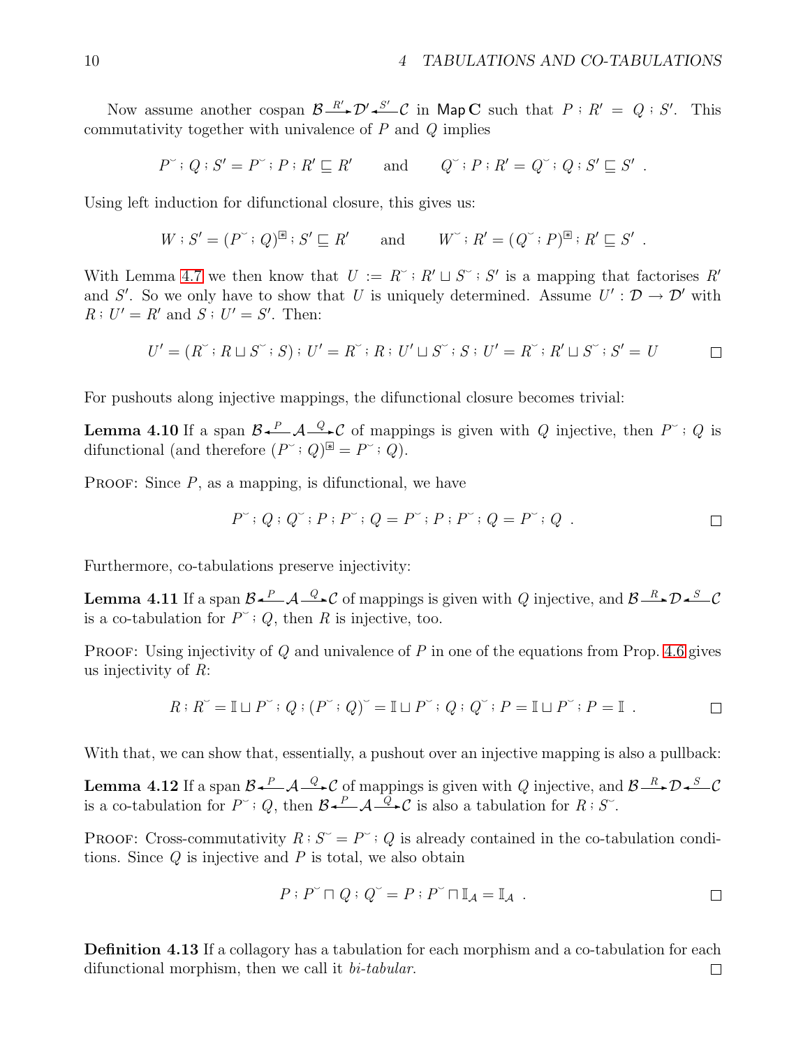Now assume another cospan $\mathcal{B} \xrightarrow{R'} \mathcal{D}' \xleftarrow{S'} \mathcal{C}$ in $\mathsf{Map}\,\mathbf{C}$ such that $P ; R' = Q ; S'$. This commutativity together with univalence of $P$ and $Q$ implies

$$P^{\smile} ; Q ; S' = P^{\smile} ; P ; R' \sqsubseteq R' \qquad \text{and} \qquad Q^{\smile} ; P ; R' = Q^{\smile} ; Q ; S' \sqsubseteq S' \ .$$

Using left induction for difunctional closure, this gives us:

$$W ; S' = (P^{\smile} ; Q)^{\circledast} ; S' \sqsubseteq R' \qquad \text{and} \qquad W^{\smile} ; R' = (Q^{\smile} ; P)^{\circledast} ; R' \sqsubseteq S' \ .$$

With Lemma 4.7 we then know that $U := R^{\smile} ; R' \sqcup S^{\smile} ; S'$ is a mapping that factorises $R'$ and $S'$. So we only have to show that $U$ is uniquely determined. Assume $U' : \mathcal{D} \to \mathcal{D}'$ with $R ; U' = R'$ and $S ; U' = S'$. Then:

$$U' = (R^{\smile} ; R \sqcup S^{\smile} ; S) ; U' = R^{\smile} ; R ; U' \sqcup S^{\smile} ; S ; U' = R^{\smile} ; R' \sqcup S^{\smile} ; S' = U \qquad \square$$

For pushouts along injective mappings, the difunctional closure becomes trivial:

**Lemma 4.10** If a span $\mathcal{B} \xleftarrow{P} \mathcal{A} \xrightarrow{Q} \mathcal{C}$ of mappings is given with $Q$ injective, then $P^{\smile} ; Q$ is difunctional (and therefore $(P^{\smile} ; Q)^{\circledast} = P^{\smile} ; Q$).

Proof: Since $P$, as a mapping, is difunctional, we have

$$P^{\smile} ; Q ; Q^{\smile} ; P ; P^{\smile} ; Q = P^{\smile} ; P ; P^{\smile} ; Q = P^{\smile} ; Q \ . \qquad \square$$

Furthermore, co-tabulations preserve injectivity:

**Lemma 4.11** If a span $\mathcal{B} \xleftarrow{P} \mathcal{A} \xrightarrow{Q} \mathcal{C}$ of mappings is given with $Q$ injective, and $\mathcal{B} \xrightarrow{R} \mathcal{D} \xleftarrow{S} \mathcal{C}$ is a co-tabulation for $P^{\smile} ; Q$, then $R$ is injective, too.

Proof: Using injectivity of $Q$ and univalence of $P$ in one of the equations from Prop. 4.6 gives us injectivity of $R$:

$$R ; R^{\smile} = \mathbb{I} \sqcup P^{\smile} ; Q ; (P^{\smile} ; Q)^{\smile} = \mathbb{I} \sqcup P^{\smile} ; Q ; Q^{\smile} ; P = \mathbb{I} \sqcup P^{\smile} ; P = \mathbb{I} \ . \qquad \square$$

With that, we can show that, essentially, a pushout over an injective mapping is also a pullback:

**Lemma 4.12** If a span $\mathcal{B} \xleftarrow{P} \mathcal{A} \xrightarrow{Q} \mathcal{C}$ of mappings is given with $Q$ injective, and $\mathcal{B} \xrightarrow{R} \mathcal{D} \xleftarrow{S} \mathcal{C}$ is a co-tabulation for $P^{\smile} ; Q$, then $\mathcal{B} \xleftarrow{P} \mathcal{A} \xrightarrow{Q} \mathcal{C}$ is also a tabulation for $R ; S^{\smile}$.

Proof: Cross-commutativity $R ; S^{\smile} = P^{\smile} ; Q$ is already contained in the co-tabulation conditions. Since $Q$ is injective and $P$ is total, we also obtain

$$P ; P^{\smile} \sqcap Q ; Q^{\smile} = P ; P^{\smile} \sqcap \mathbb{I}_{\mathcal{A}} = \mathbb{I}_{\mathcal{A}} \ . \qquad \square$$

**Definition 4.13** If a collagory has a tabulation for each morphism and a co-tabulation for each difunctional morphism, then we call it *bi-tabular*. $\square$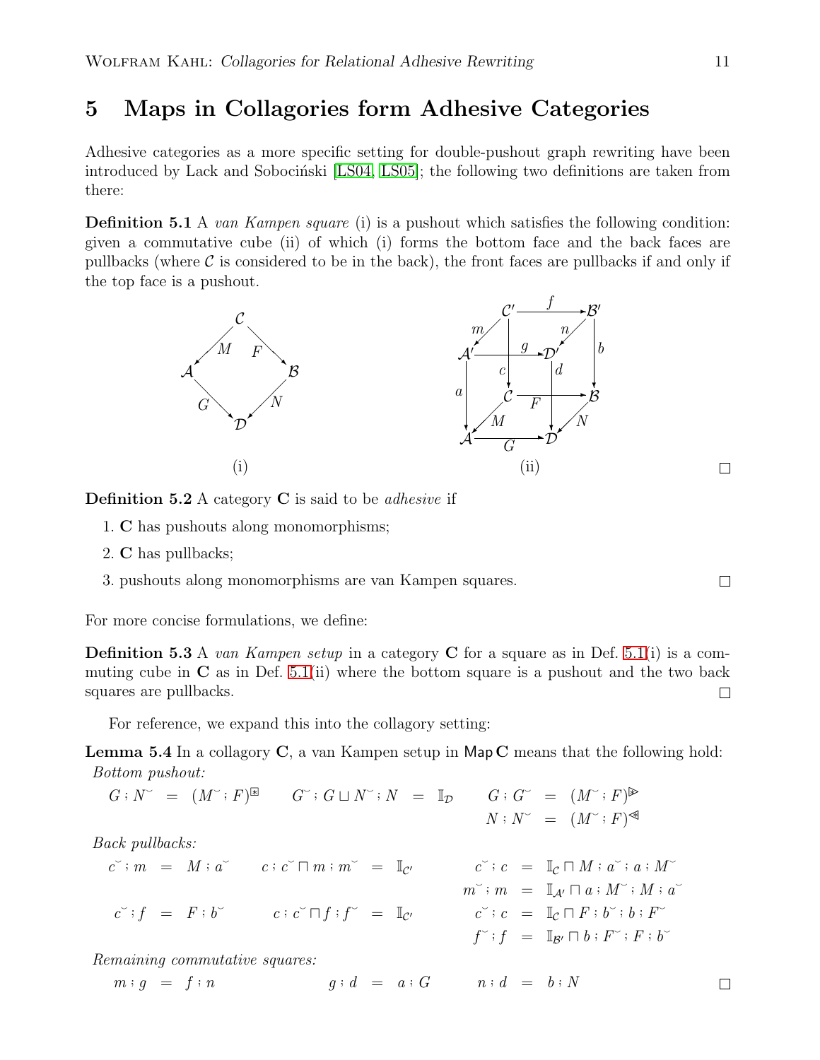# 5 Maps in Collagories form Adhesive Categories

Adhesive categories as a more specific setting for double-pushout graph rewriting have been introduced by Lack and Sobociński [LS04, LS05]; the following two definitions are taken from there:

**Definition 5.1** A *van Kampen square* (i) is a pushout which satisfies the following condition: given a commutative cube (ii) of which (i) forms the bottom face and the back faces are pullbacks (where $\mathcal{C}$ is considered to be in the back), the front faces are pullbacks if and only if the top face is a pushout.

(i) (ii) □

**Definition 5.2** A category $\mathbf{C}$ is said to be *adhesive* if

1. $\mathbf{C}$ has pushouts along monomorphisms;
2. $\mathbf{C}$ has pullbacks;
3. pushouts along monomorphisms are van Kampen squares. □

For more concise formulations, we define:

**Definition 5.3** A *van Kampen setup* in a category $\mathbf{C}$ for a square as in Def. 5.1(i) is a commuting cube in $\mathbf{C}$ as in Def. 5.1(ii) where the bottom square is a pushout and the two back squares are pullbacks. □

For reference, we expand this into the collagory setting:

**Lemma 5.4** In a collagory $\mathbf{C}$, a van Kampen setup in $\mathsf{Map}\,\mathbf{C}$ means that the following hold:

*Bottom pushout:*

$$G ; N^{\smile} = (M^{\smile} ; F)^{\circledast} \qquad G^{\smile} ; G \sqcup N^{\smile} ; N = \mathbb{I}_{\mathcal{D}} \qquad \begin{aligned} G ; G^{\smile} &= (M^{\smile} ; F)^{\triangleright} \\ N ; N^{\smile} &= (M^{\smile} ; F)^{\triangleleft} \end{aligned}$$

*Back pullbacks:*

$$c^{\smile} ; m = M ; a^{\smile} \qquad c ; c^{\smile} \sqcap m ; m^{\smile} = \mathbb{I}_{\mathcal{C}'} \qquad \begin{aligned} c^{\smile} ; c &= \mathbb{I}_{\mathcal{C}} \sqcap M ; a^{\smile} ; a ; M^{\smile} \\ m^{\smile} ; m &= \mathbb{I}_{\mathcal{A}'} \sqcap a ; M^{\smile} ; M ; a^{\smile} \end{aligned}$$

$$c^{\smile} ; f = F ; b^{\smile} \qquad c ; c^{\smile} \sqcap f ; f^{\smile} = \mathbb{I}_{\mathcal{C}'} \qquad \begin{aligned} c^{\smile} ; c &= \mathbb{I}_{\mathcal{C}} \sqcap F ; b^{\smile} ; b ; F^{\smile} \\ f^{\smile} ; f &= \mathbb{I}_{\mathcal{B}'} \sqcap b ; F^{\smile} ; F ; b^{\smile} \end{aligned}$$

*Remaining commutative squares:*

$$m ; g = f ; n \qquad g ; d = a ; G \qquad n ; d = b ; N$$

□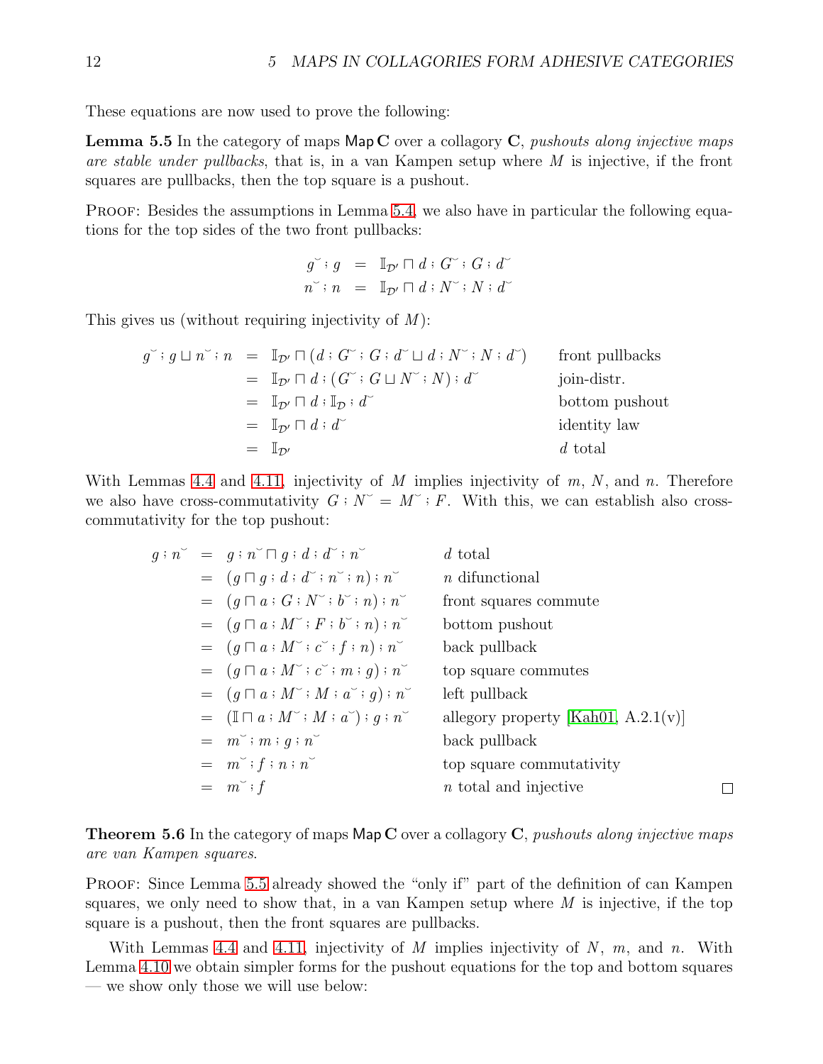These equations are now used to prove the following:

**Lemma 5.5** In the category of maps $\mathsf{Map}\,\mathbf{C}$ over a collagory $\mathbf{C}$, *pushouts along injective maps are stable under pullbacks*, that is, in a van Kampen setup where $M$ is injective, if the front squares are pullbacks, then the top square is a pushout.

Proof: Besides the assumptions in Lemma 5.4, we also have in particular the following equations for the top sides of the two front pullbacks:

$$
\begin{aligned}
g^{\smile} ; g &= \mathbb{I}_{\mathcal{D}'} \sqcap d ; G^{\smile} ; G ; d^{\smile} \\
n^{\smile} ; n &= \mathbb{I}_{\mathcal{D}'} \sqcap d ; N^{\smile} ; N ; d^{\smile}
\end{aligned}
$$

This gives us (without requiring injectivity of $M$):

$$
\begin{aligned}
g^{\smile} ; g \sqcup n^{\smile} ; n &= \mathbb{I}_{\mathcal{D}'} \sqcap (d ; G^{\smile} ; G ; d^{\smile} \sqcup d ; N^{\smile} ; N ; d^{\smile}) && \text{front pullbacks} \\
&= \mathbb{I}_{\mathcal{D}'} \sqcap d ; (G^{\smile} ; G \sqcup N^{\smile} ; N) ; d^{\smile} && \text{join-distr.} \\
&= \mathbb{I}_{\mathcal{D}'} \sqcap d ; \mathbb{I}_{\mathcal{D}} ; d^{\smile} && \text{bottom pushout} \\
&= \mathbb{I}_{\mathcal{D}'} \sqcap d ; d^{\smile} && \text{identity law} \\
&= \mathbb{I}_{\mathcal{D}'} && d \text{ total}
\end{aligned}
$$

With Lemmas 4.4 and 4.11, injectivity of $M$ implies injectivity of $m$, $N$, and $n$. Therefore we also have cross-commutativity $G ; N^{\smile} = M^{\smile} ; F$. With this, we can establish also cross-commutativity for the top pushout:

$$
\begin{aligned}
g ; n^{\smile} &= g ; n^{\smile} \sqcap g ; d ; d^{\smile} ; n^{\smile} && d \text{ total} \\
&= (g \sqcap g ; d ; d^{\smile} ; n^{\smile} ; n) ; n^{\smile} && n \text{ difunctional} \\
&= (g \sqcap a ; G ; N^{\smile} ; b^{\smile} ; n) ; n^{\smile} && \text{front squares commute} \\
&= (g \sqcap a ; M^{\smile} ; F ; b^{\smile} ; n) ; n^{\smile} && \text{bottom pushout} \\
&= (g \sqcap a ; M^{\smile} ; c^{\smile} ; f ; n) ; n^{\smile} && \text{back pullback} \\
&= (g \sqcap a ; M^{\smile} ; c^{\smile} ; m ; g) ; n^{\smile} && \text{top square commutes} \\
&= (g \sqcap a ; M^{\smile} ; M ; a^{\smile} ; g) ; n^{\smile} && \text{left pullback} \\
&= (\mathbb{I} \sqcap a ; M^{\smile} ; M ; a^{\smile}) ; g ; n^{\smile} && \text{allegory property [Kah01, A.2.1(v)]} \\
&= m^{\smile} ; m ; g ; n^{\smile} && \text{back pullback} \\
&= m^{\smile} ; f ; n ; n^{\smile} && \text{top square commutativity} \\
&= m^{\smile} ; f && n \text{ total and injective}
\end{aligned}
$$

□

**Theorem 5.6** In the category of maps $\mathsf{Map}\,\mathbf{C}$ over a collagory $\mathbf{C}$, *pushouts along injective maps are van Kampen squares.*

Proof: Since Lemma 5.5 already showed the "only if" part of the definition of can Kampen squares, we only need to show that, in a van Kampen setup where $M$ is injective, if the top square is a pushout, then the front squares are pullbacks.

With Lemmas 4.4 and 4.11, injectivity of $M$ implies injectivity of $N$, $m$, and $n$. With Lemma 4.10 we obtain simpler forms for the pushout equations for the top and bottom squares — we show only those we will use below: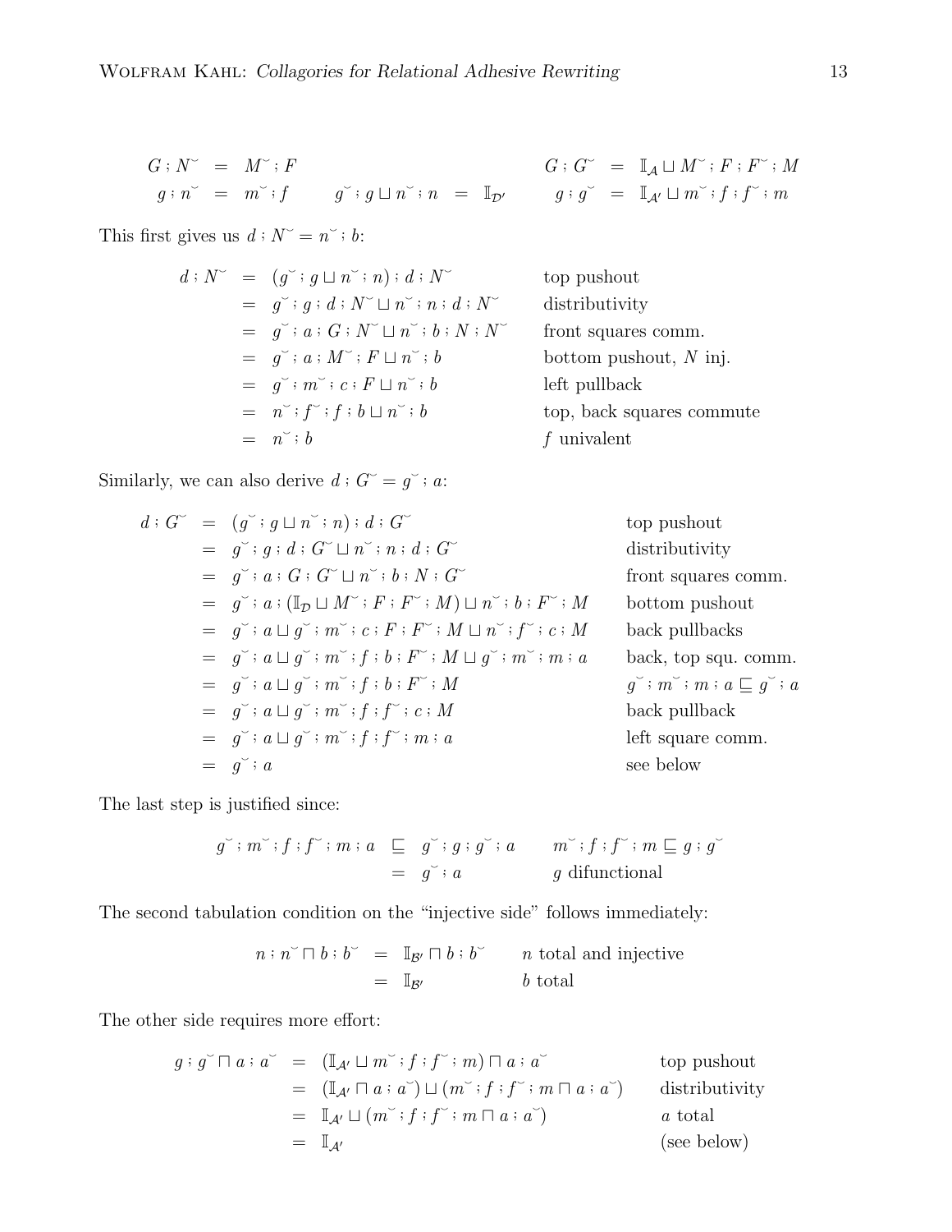$$
\begin{array}{rclcrclcrcl}
G ; N^{\smile} & = & M^{\smile} ; F & & & & & & G ; G^{\smile} & = & \mathbb{I}_{\mathcal{A}} \sqcup M^{\smile} ; F ; F^{\smile} ; M \\
g ; n^{\smile} & = & m^{\smile} ; f & & g^{\smile} ; g \sqcup n^{\smile} ; n & = & \mathbb{I}_{\mathcal{D}'} & & g ; g^{\smile} & = & \mathbb{I}_{\mathcal{A}'} \sqcup m^{\smile} ; f ; f^{\smile} ; m
\end{array}
$$

This first gives us $d ; N^{\smile} = n^{\smile} ; b$:

$$
\begin{array}{rcll}
d ; N^{\smile} & = & (g^{\smile} ; g \sqcup n^{\smile} ; n) ; d ; N^{\smile} & \text{top pushout} \\
& = & g^{\smile} ; g ; d ; N^{\smile} \sqcup n^{\smile} ; n ; d ; N^{\smile} & \text{distributivity} \\
& = & g^{\smile} ; a ; G ; N^{\smile} \sqcup n^{\smile} ; b ; N ; N^{\smile} & \text{front squares comm.} \\
& = & g^{\smile} ; a ; M^{\smile} ; F \sqcup n^{\smile} ; b & \text{bottom pushout, } N \text{ inj.} \\
& = & g^{\smile} ; m^{\smile} ; c ; F \sqcup n^{\smile} ; b & \text{left pullback} \\
& = & n^{\smile} ; f^{\smile} ; f ; b \sqcup n^{\smile} ; b & \text{top, back squares commute} \\
& = & n^{\smile} ; b & f \text{ univalent}
\end{array}
$$

Similarly, we can also derive $d ; G^{\smile} = g^{\smile} ; a$:

$$
\begin{array}{rcll}
d ; G^{\smile} & = & (g^{\smile} ; g \sqcup n^{\smile} ; n) ; d ; G^{\smile} & \text{top pushout} \\
& = & g^{\smile} ; g ; d ; G^{\smile} \sqcup n^{\smile} ; n ; d ; G^{\smile} & \text{distributivity} \\
& = & g^{\smile} ; a ; G ; G^{\smile} \sqcup n^{\smile} ; b ; N ; G^{\smile} & \text{front squares comm.} \\
& = & g^{\smile} ; a ; (\mathbb{I}_{\mathcal{D}} \sqcup M^{\smile} ; F ; F^{\smile} ; M) \sqcup n^{\smile} ; b ; F^{\smile} ; M & \text{bottom pushout} \\
& = & g^{\smile} ; a \sqcup g^{\smile} ; m^{\smile} ; c ; F ; F^{\smile} ; M \sqcup n^{\smile} ; f^{\smile} ; c ; M & \text{back pullbacks} \\
& = & g^{\smile} ; a \sqcup g^{\smile} ; m^{\smile} ; f ; b ; F^{\smile} ; M \sqcup g^{\smile} ; m^{\smile} ; m ; a & \text{back, top squ. comm.} \\
& = & g^{\smile} ; a \sqcup g^{\smile} ; m^{\smile} ; f ; b ; F^{\smile} ; M & g^{\smile} ; m^{\smile} ; m ; a \sqsubseteq g^{\smile} ; a \\
& = & g^{\smile} ; a \sqcup g^{\smile} ; m^{\smile} ; f ; f^{\smile} ; c ; M & \text{back pullback} \\
& = & g^{\smile} ; a \sqcup g^{\smile} ; m^{\smile} ; f ; f^{\smile} ; m ; a & \text{left square comm.} \\
& = & g^{\smile} ; a & \text{see below}
\end{array}
$$

The last step is justified since:

$$
\begin{array}{rcll}
g^{\smile} ; m^{\smile} ; f ; f^{\smile} ; m ; a & \sqsubseteq & g^{\smile} ; g ; g^{\smile} ; a & m^{\smile} ; f ; f^{\smile} ; m \sqsubseteq g ; g^{\smile} \\
& = & g^{\smile} ; a & g \text{ difunctional}
\end{array}
$$

The second tabulation condition on the “injective side” follows immediately:

$$
\begin{array}{rcll}
n ; n^{\smile} \sqcap b ; b^{\smile} & = & \mathbb{I}_{\mathcal{B}'} \sqcap b ; b^{\smile} & n \text{ total and injective} \\
& = & \mathbb{I}_{\mathcal{B}'} & b \text{ total}
\end{array}
$$

The other side requires more effort:

$$
\begin{array}{rcll}
g ; g^{\smile} \sqcap a ; a^{\smile} & = & (\mathbb{I}_{\mathcal{A}'} \sqcup m^{\smile} ; f ; f^{\smile} ; m) \sqcap a ; a^{\smile} & \text{top pushout} \\
& = & (\mathbb{I}_{\mathcal{A}'} \sqcap a ; a^{\smile}) \sqcup (m^{\smile} ; f ; f^{\smile} ; m \sqcap a ; a^{\smile}) & \text{distributivity} \\
& = & \mathbb{I}_{\mathcal{A}'} \sqcup (m^{\smile} ; f ; f^{\smile} ; m \sqcap a ; a^{\smile}) & a \text{ total} \\
& = & \mathbb{I}_{\mathcal{A}'} & \text{(see below)}
\end{array}
$$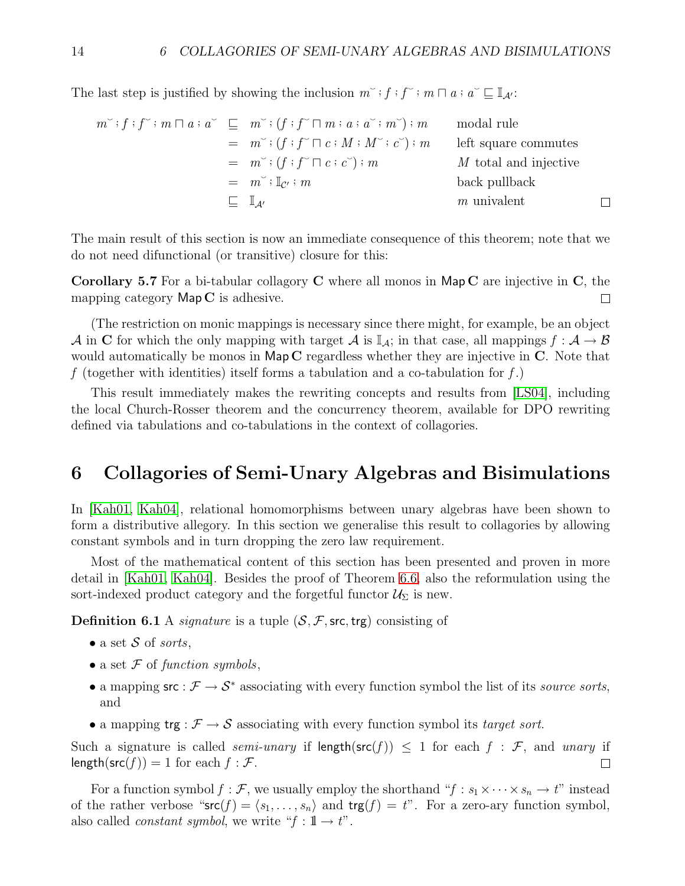The last step is justified by showing the inclusion $m\breve{} ; f ; f\breve{} ; m \sqcap a ; a\breve{} \sqsubseteq \mathbb{I}_{\mathcal{A}'}$:

$$
\begin{array}{rcll}
m\breve{} ; f ; f\breve{} ; m \sqcap a ; a\breve{} & \sqsubseteq & m\breve{} ; (f ; f\breve{} \sqcap m ; a ; a\breve{} ; m\breve{}) ; m & \text{modal rule} \\
& = & m\breve{} ; (f ; f\breve{} \sqcap c ; M ; M\breve{} ; c\breve{}) ; m & \text{left square commutes} \\
& = & m\breve{} ; (f ; f\breve{} \sqcap c ; c\breve{}) ; m & M \text{ total and injective} \\
& = & m\breve{} ; \mathbb{I}_{\mathcal{C}'} ; m & \text{back pullback} \\
& \sqsubseteq & \mathbb{I}_{\mathcal{A}'} & m \text{ univalent}
\end{array}
$$

□

The main result of this section is now an immediate consequence of this theorem; note that we do not need difunctional (or transitive) closure for this:

**Corollary 5.7** For a bi-tabular collagory $\mathbf{C}$ where all monos in $\mathsf{Map}\,\mathbf{C}$ are injective in $\mathbf{C}$, the mapping category $\mathsf{Map}\,\mathbf{C}$ is adhesive. □

(The restriction on monic mappings is necessary since there might, for example, be an object $\mathcal{A}$ in $\mathbf{C}$ for which the only mapping with target $\mathcal{A}$ is $\mathbb{I}_{\mathcal{A}}$; in that case, all mappings $f : \mathcal{A} \to \mathcal{B}$ would automatically be monos in $\mathsf{Map}\,\mathbf{C}$ regardless whether they are injective in $\mathbf{C}$. Note that $f$ (together with identities) itself forms a tabulation and a co-tabulation for $f$.)

This result immediately makes the rewriting concepts and results from [LS04], including the local Church-Rosser theorem and the concurrency theorem, available for DPO rewriting defined via tabulations and co-tabulations in the context of collagories.

# 6 Collagories of Semi-Unary Algebras and Bisimulations

In [Kah01, Kah04], relational homomorphisms between unary algebras have been shown to form a distributive allegory. In this section we generalise this result to collagories by allowing constant symbols and in turn dropping the zero law requirement.

Most of the mathematical content of this section has been presented and proven in more detail in [Kah01, Kah04]. Besides the proof of Theorem 6.6, also the reformulation using the sort-indexed product category and the forgetful functor $\mathcal{U}_\Sigma$ is new.

**Definition 6.1** A *signature* is a tuple $(\mathcal{S}, \mathcal{F}, \mathsf{src}, \mathsf{trg})$ consisting of

- a set $\mathcal{S}$ of *sorts*,
- a set $\mathcal{F}$ of *function symbols*,
- a mapping $\mathsf{src} : \mathcal{F} \to \mathcal{S}^*$ associating with every function symbol the list of its *source sorts*, and
- a mapping $\mathsf{trg} : \mathcal{F} \to \mathcal{S}$ associating with every function symbol its *target sort*.

Such a signature is called *semi-unary* if $\mathsf{length}(\mathsf{src}(f)) \leq 1$ for each $f : \mathcal{F}$, and *unary* if $\mathsf{length}(\mathsf{src}(f)) = 1$ for each $f : \mathcal{F}$. □

For a function symbol $f : \mathcal{F}$, we usually employ the shorthand "$f : s_1 \times \cdots \times s_n \to t$" instead of the rather verbose "$\mathsf{src}(f) = \langle s_1, \ldots, s_n \rangle$ and $\mathsf{trg}(f) = t$". For a zero-ary function symbol, also called *constant symbol*, we write "$f : \mathbb{1} \to t$".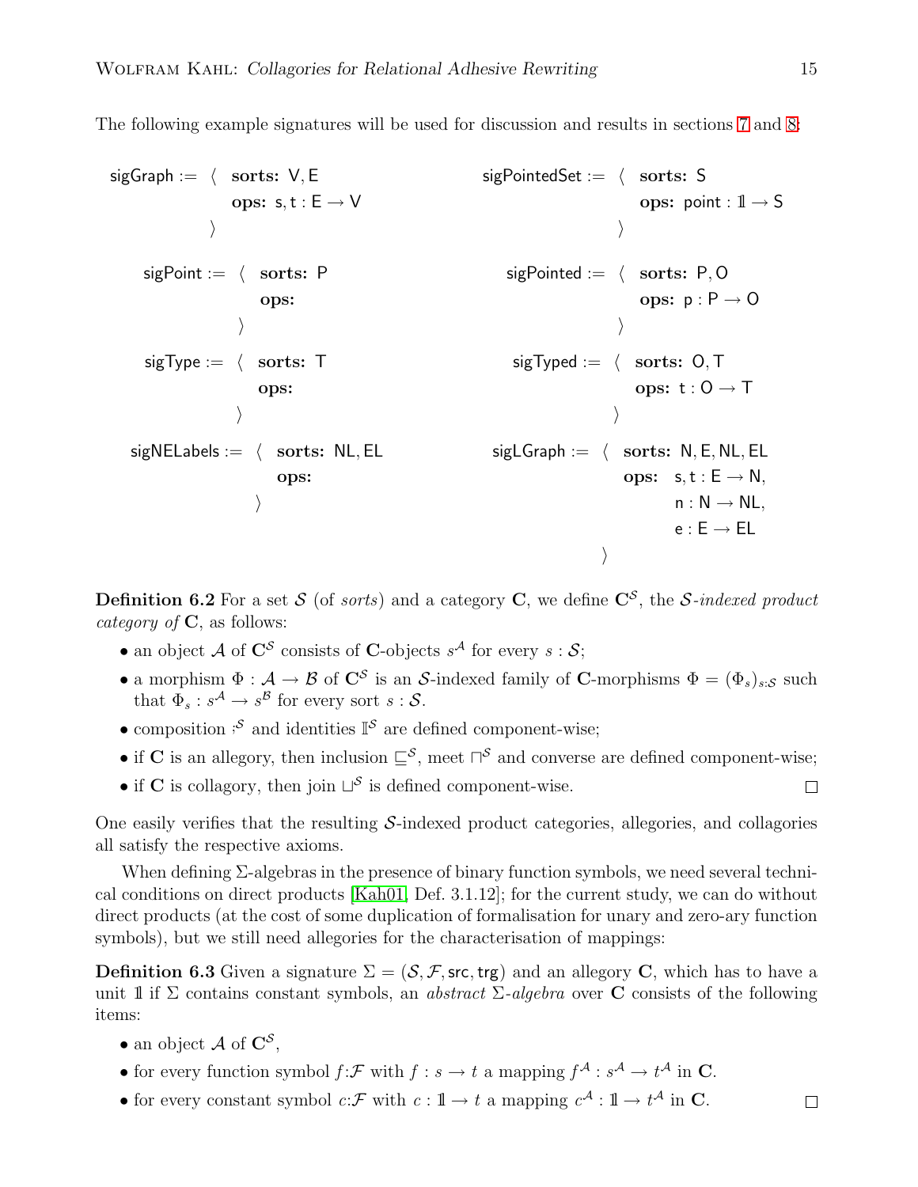The following example signatures will be used for discussion and results in sections 7 and 8:

```
sigGraph := ⟨ sorts: V, E
              ops: s, t : E → V
            ⟩

sigPointedSet := ⟨ sorts: S
                   ops: point : 𝟙 → S
                 ⟩

sigPoint := ⟨ sorts: P
              ops:
            ⟩

sigPointed := ⟨ sorts: P, O
                ops: p : P → O
              ⟩

sigType := ⟨ sorts: T
             ops:
           ⟩

sigTyped := ⟨ sorts: O, T
              ops: t : O → T
            ⟩

sigNELabels := ⟨ sorts: NL, EL
                 ops:
               ⟩

sigLGraph := ⟨ sorts: N, E, NL, EL
               ops: s, t : E → N,
                    n : N → NL,
                    e : E → EL
             ⟩
```

**Definition 6.2** For a set $\mathcal{S}$ (of *sorts*) and a category $\mathbf{C}$, we define $\mathbf{C}^{\mathcal{S}}$, the *$\mathcal{S}$-indexed product category of* $\mathbf{C}$, as follows:

- an object $\mathcal{A}$ of $\mathbf{C}^{\mathcal{S}}$ consists of $\mathbf{C}$-objects $s^{\mathcal{A}}$ for every $s : \mathcal{S}$;
- a morphism $\Phi : \mathcal{A} \to \mathcal{B}$ of $\mathbf{C}^{\mathcal{S}}$ is an $\mathcal{S}$-indexed family of $\mathbf{C}$-morphisms $\Phi = (\Phi_s)_{s:\mathcal{S}}$ such that $\Phi_s : s^{\mathcal{A}} \to s^{\mathcal{B}}$ for every sort $s : \mathcal{S}$.
- composition $;^{\mathcal{S}}$ and identities $\mathbb{I}^{\mathcal{S}}$ are defined component-wise;
- if $\mathbf{C}$ is an allegory, then inclusion $\sqsubseteq^{\mathcal{S}}$, meet $\sqcap^{\mathcal{S}}$ and converse are defined component-wise;
- if $\mathbf{C}$ is collagory, then join $\sqcup^{\mathcal{S}}$ is defined component-wise. □

One easily verifies that the resulting $\mathcal{S}$-indexed product categories, allegories, and collagories all satisfy the respective axioms.

When defining $\Sigma$-algebras in the presence of binary function symbols, we need several technical conditions on direct products [Kah01, Def. 3.1.12]; for the current study, we can do without direct products (at the cost of some duplication of formalisation for unary and zero-ary function symbols), but we still need allegories for the characterisation of mappings:

**Definition 6.3** Given a signature $\Sigma = (\mathcal{S}, \mathcal{F}, \mathsf{src}, \mathsf{trg})$ and an allegory $\mathbf{C}$, which has to have a unit $\mathbb{1}$ if $\Sigma$ contains constant symbols, an *abstract $\Sigma$-algebra* over $\mathbf{C}$ consists of the following items:

- an object $\mathcal{A}$ of $\mathbf{C}^{\mathcal{S}}$,
- for every function symbol $f{:}\mathcal{F}$ with $f : s \to t$ a mapping $f^{\mathcal{A}} : s^{\mathcal{A}} \to t^{\mathcal{A}}$ in $\mathbf{C}$.
- for every constant symbol $c{:}\mathcal{F}$ with $c : \mathbb{1} \to t$ a mapping $c^{\mathcal{A}} : \mathbb{1} \to t^{\mathcal{A}}$ in $\mathbf{C}$. □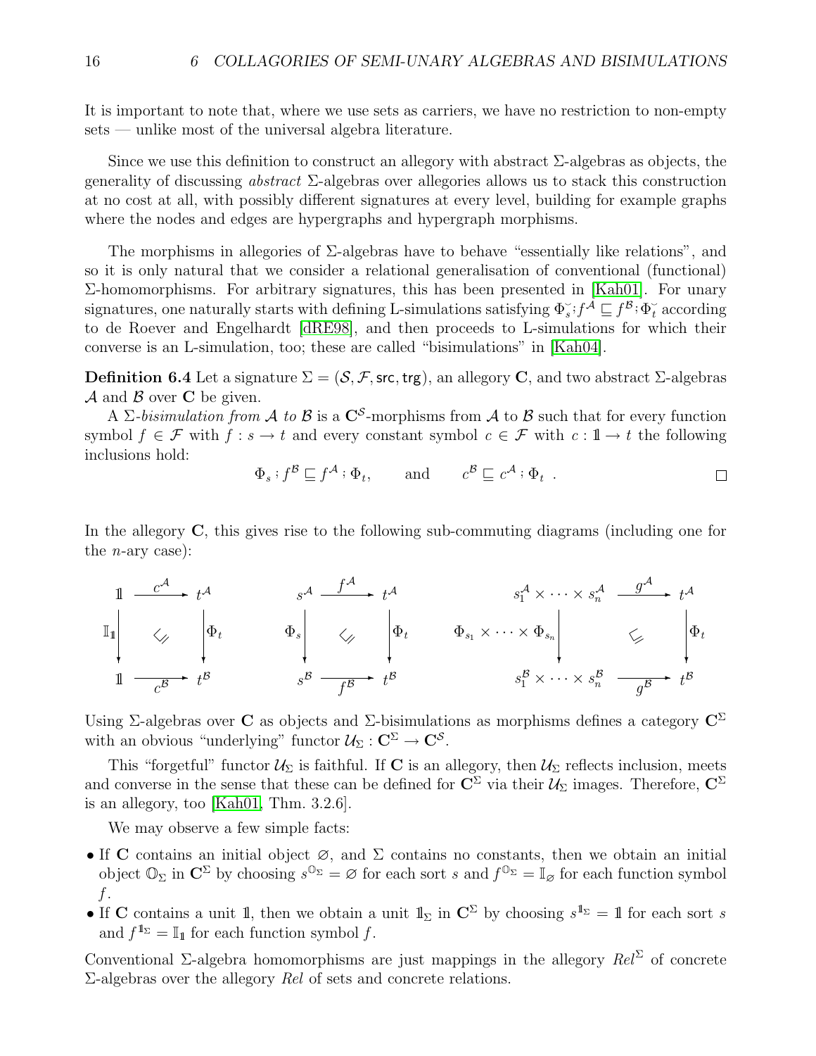It is important to note that, where we use sets as carriers, we have no restriction to non-empty sets — unlike most of the universal algebra literature.

Since we use this definition to construct an allegory with abstract Σ-algebras as objects, the generality of discussing *abstract* Σ-algebras over allegories allows us to stack this construction at no cost at all, with possibly different signatures at every level, building for example graphs where the nodes and edges are hypergraphs and hypergraph morphisms.

The morphisms in allegories of Σ-algebras have to behave "essentially like relations", and so it is only natural that we consider a relational generalisation of conventional (functional) Σ-homomorphisms. For arbitrary signatures, this has been presented in [Kah01]. For unary signatures, one naturally starts with defining L-simulations satisfying $\Phi_s^\smile ; f^{\mathcal{A}} \sqsubseteq f^{\mathcal{B}} ; \Phi_t^\smile$ according to de Roever and Engelhardt [dRE98], and then proceeds to L-simulations for which their converse is an L-simulation, too; these are called "bisimulations" in [Kah04].

**Definition 6.4** Let a signature $\Sigma = (\mathcal{S}, \mathcal{F}, \mathsf{src}, \mathsf{trg})$, an allegory $\mathbf{C}$, and two abstract Σ-algebras $\mathcal{A}$ and $\mathcal{B}$ over $\mathbf{C}$ be given.

A Σ-*bisimulation from* $\mathcal{A}$ *to* $\mathcal{B}$ is a $\mathbf{C}^{\mathcal{S}}$-morphisms from $\mathcal{A}$ to $\mathcal{B}$ such that for every function symbol $f \in \mathcal{F}$ with $f : s \to t$ and every constant symbol $c \in \mathcal{F}$ with $c : \mathbb{1} \to t$ the following inclusions hold:

$$\Phi_s ; f^{\mathcal{B}} \sqsubseteq f^{\mathcal{A}} ; \Phi_t, \qquad \text{and} \qquad c^{\mathcal{B}} \sqsubseteq c^{\mathcal{A}} ; \Phi_t \ . \qquad \square$$

In the allegory $\mathbf{C}$, this gives rise to the following sub-commuting diagrams (including one for the $n$-ary case):

$$\begin{array}{ccc} \mathbb{1} & \xrightarrow{c^{\mathcal{A}}} & t^{\mathcal{A}} \\ {\scriptstyle \mathbb{I}_{\mathbb{1}}}\downarrow & \sqsupseteq & \downarrow{\scriptstyle \Phi_t} \\ \mathbb{1} & \xrightarrow[c^{\mathcal{B}}]{} & t^{\mathcal{B}} \end{array} \qquad \begin{array}{ccc} s^{\mathcal{A}} & \xrightarrow{f^{\mathcal{A}}} & t^{\mathcal{A}} \\ {\scriptstyle \Phi_s}\downarrow & \sqsupseteq & \downarrow{\scriptstyle \Phi_t} \\ s^{\mathcal{B}} & \xrightarrow[f^{\mathcal{B}}]{} & t^{\mathcal{B}} \end{array} \qquad \begin{array}{ccc} s_1^{\mathcal{A}} \times \cdots \times s_n^{\mathcal{A}} & \xrightarrow{g^{\mathcal{A}}} & t^{\mathcal{A}} \\ {\scriptstyle \Phi_{s_1} \times \cdots \times \Phi_{s_n}}\downarrow & \sqsupseteq & \downarrow{\scriptstyle \Phi_t} \\ s_1^{\mathcal{B}} \times \cdots \times s_n^{\mathcal{B}} & \xrightarrow[g^{\mathcal{B}}]{} & t^{\mathcal{B}} \end{array}$$

Using Σ-algebras over $\mathbf{C}$ as objects and Σ-bisimulations as morphisms defines a category $\mathbf{C}^{\Sigma}$ with an obvious "underlying" functor $\mathcal{U}_\Sigma : \mathbf{C}^{\Sigma} \to \mathbf{C}^{\mathcal{S}}$.

This "forgetful" functor $\mathcal{U}_\Sigma$ is faithful. If $\mathbf{C}$ is an allegory, then $\mathcal{U}_\Sigma$ reflects inclusion, meets and converse in the sense that these can be defined for $\mathbf{C}^{\Sigma}$ via their $\mathcal{U}_\Sigma$ images. Therefore, $\mathbf{C}^{\Sigma}$ is an allegory, too [Kah01, Thm. 3.2.6].

We may observe a few simple facts:

- If $\mathbf{C}$ contains an initial object $\varnothing$, and Σ contains no constants, then we obtain an initial object $\mathbb{O}_\Sigma$ in $\mathbf{C}^{\Sigma}$ by choosing $s^{\mathbb{O}_\Sigma} = \varnothing$ for each sort $s$ and $f^{\mathbb{O}_\Sigma} = \mathbb{I}_\varnothing$ for each function symbol $f$.
- If $\mathbf{C}$ contains a unit $\mathbb{1}$, then we obtain a unit $\mathbb{1}_\Sigma$ in $\mathbf{C}^{\Sigma}$ by choosing $s^{\mathbb{1}_\Sigma} = \mathbb{1}$ for each sort $s$ and $f^{\mathbb{1}_\Sigma} = \mathbb{I}_{\mathbb{1}}$ for each function symbol $f$.

Conventional Σ-algebra homomorphisms are just mappings in the allegory $Rel^{\Sigma}$ of concrete Σ-algebras over the allegory $Rel$ of sets and concrete relations.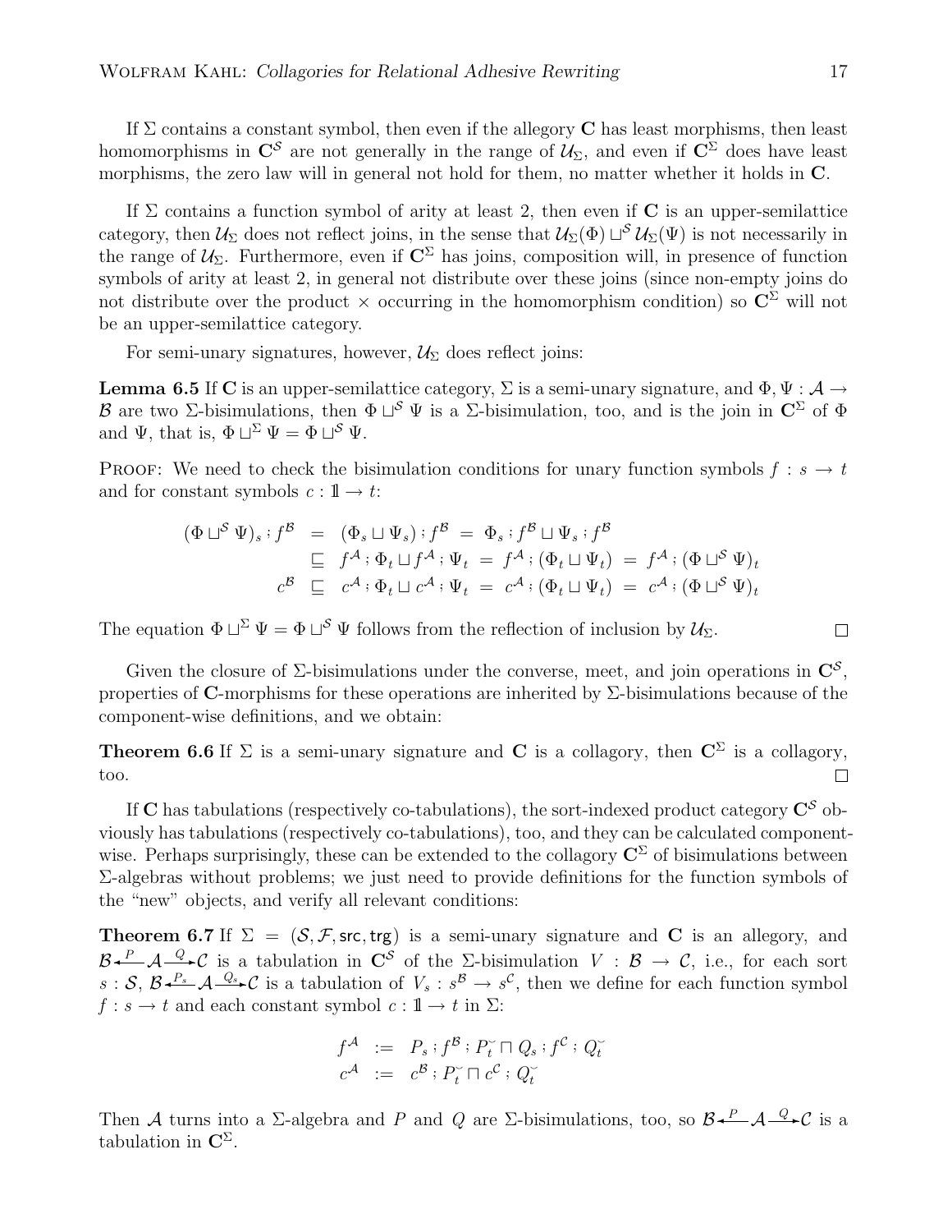If $\Sigma$ contains a constant symbol, then even if the allegory $\mathbf{C}$ has least morphisms, then least homomorphisms in $\mathbf{C}^{\mathcal{S}}$ are not generally in the range of $\mathcal{U}_\Sigma$, and even if $\mathbf{C}^\Sigma$ does have least morphisms, the zero law will in general not hold for them, no matter whether it holds in $\mathbf{C}$.

If $\Sigma$ contains a function symbol of arity at least 2, then even if $\mathbf{C}$ is an upper-semilattice category, then $\mathcal{U}_\Sigma$ does not reflect joins, in the sense that $\mathcal{U}_\Sigma(\Phi) \sqcup^{\mathcal{S}} \mathcal{U}_\Sigma(\Psi)$ is not necessarily in the range of $\mathcal{U}_\Sigma$. Furthermore, even if $\mathbf{C}^\Sigma$ has joins, composition will, in presence of function symbols of arity at least 2, in general not distribute over these joins (since non-empty joins do not distribute over the product $\times$ occurring in the homomorphism condition) so $\mathbf{C}^\Sigma$ will not be an upper-semilattice category.

For semi-unary signatures, however, $\mathcal{U}_\Sigma$ does reflect joins:

**Lemma 6.5** If $\mathbf{C}$ is an upper-semilattice category, $\Sigma$ is a semi-unary signature, and $\Phi, \Psi : \mathcal{A} \to \mathcal{B}$ are two $\Sigma$-bisimulations, then $\Phi \sqcup^{\mathcal{S}} \Psi$ is a $\Sigma$-bisimulation, too, and is the join in $\mathbf{C}^\Sigma$ of $\Phi$ and $\Psi$, that is, $\Phi \sqcup^\Sigma \Psi = \Phi \sqcup^{\mathcal{S}} \Psi$.

Proof: We need to check the bisimulation conditions for unary function symbols $f : s \to t$ and for constant symbols $c : \mathbb{1} \to t$:

$$
\begin{aligned}
(\Phi \sqcup^{\mathcal{S}} \Psi)_s ; f^{\mathcal{B}} &= (\Phi_s \sqcup \Psi_s) ; f^{\mathcal{B}} = \Phi_s ; f^{\mathcal{B}} \sqcup \Psi_s ; f^{\mathcal{B}} \\
&\sqsubseteq f^{\mathcal{A}} ; \Phi_t \sqcup f^{\mathcal{A}} ; \Psi_t = f^{\mathcal{A}} ; (\Phi_t \sqcup \Psi_t) = f^{\mathcal{A}} ; (\Phi \sqcup^{\mathcal{S}} \Psi)_t \\
c^{\mathcal{B}} &\sqsubseteq c^{\mathcal{A}} ; \Phi_t \sqcup c^{\mathcal{A}} ; \Psi_t = c^{\mathcal{A}} ; (\Phi_t \sqcup \Psi_t) = c^{\mathcal{A}} ; (\Phi \sqcup^{\mathcal{S}} \Psi)_t
\end{aligned}
$$

The equation $\Phi \sqcup^\Sigma \Psi = \Phi \sqcup^{\mathcal{S}} \Psi$ follows from the reflection of inclusion by $\mathcal{U}_\Sigma$. □

Given the closure of $\Sigma$-bisimulations under the converse, meet, and join operations in $\mathbf{C}^{\mathcal{S}}$, properties of $\mathbf{C}$-morphisms for these operations are inherited by $\Sigma$-bisimulations because of the component-wise definitions, and we obtain:

**Theorem 6.6** If $\Sigma$ is a semi-unary signature and $\mathbf{C}$ is a collagory, then $\mathbf{C}^\Sigma$ is a collagory, too. □

If $\mathbf{C}$ has tabulations (respectively co-tabulations), the sort-indexed product category $\mathbf{C}^{\mathcal{S}}$ obviously has tabulations (respectively co-tabulations), too, and they can be calculated component-wise. Perhaps surprisingly, these can be extended to the collagory $\mathbf{C}^\Sigma$ of bisimulations between $\Sigma$-algebras without problems; we just need to provide definitions for the function symbols of the "new" objects, and verify all relevant conditions:

**Theorem 6.7** If $\Sigma = (\mathcal{S}, \mathcal{F}, \mathsf{src}, \mathsf{trg})$ is a semi-unary signature and $\mathbf{C}$ is an allegory, and $\mathcal{B} \xleftarrow{P} \mathcal{A} \xrightarrow{Q} \mathcal{C}$ is a tabulation in $\mathbf{C}^{\mathcal{S}}$ of the $\Sigma$-bisimulation $V : \mathcal{B} \to \mathcal{C}$, i.e., for each sort $s : \mathcal{S}$, $\mathcal{B} \xleftarrow{P_s} \mathcal{A} \xrightarrow{Q_s} \mathcal{C}$ is a tabulation of $V_s : s^{\mathcal{B}} \to s^{\mathcal{C}}$, then we define for each function symbol $f : s \to t$ and each constant symbol $c : \mathbb{1} \to t$ in $\Sigma$:

$$
\begin{aligned}
f^{\mathcal{A}} &:= P_s ; f^{\mathcal{B}} ; P_t^{\smile} \sqcap Q_s ; f^{\mathcal{C}} ; Q_t^{\smile} \\
c^{\mathcal{A}} &:= c^{\mathcal{B}} ; P_t^{\smile} \sqcap c^{\mathcal{C}} ; Q_t^{\smile}
\end{aligned}
$$

Then $\mathcal{A}$ turns into a $\Sigma$-algebra and $P$ and $Q$ are $\Sigma$-bisimulations, too, so $\mathcal{B} \xleftarrow{P} \mathcal{A} \xrightarrow{Q} \mathcal{C}$ is a tabulation in $\mathbf{C}^\Sigma$.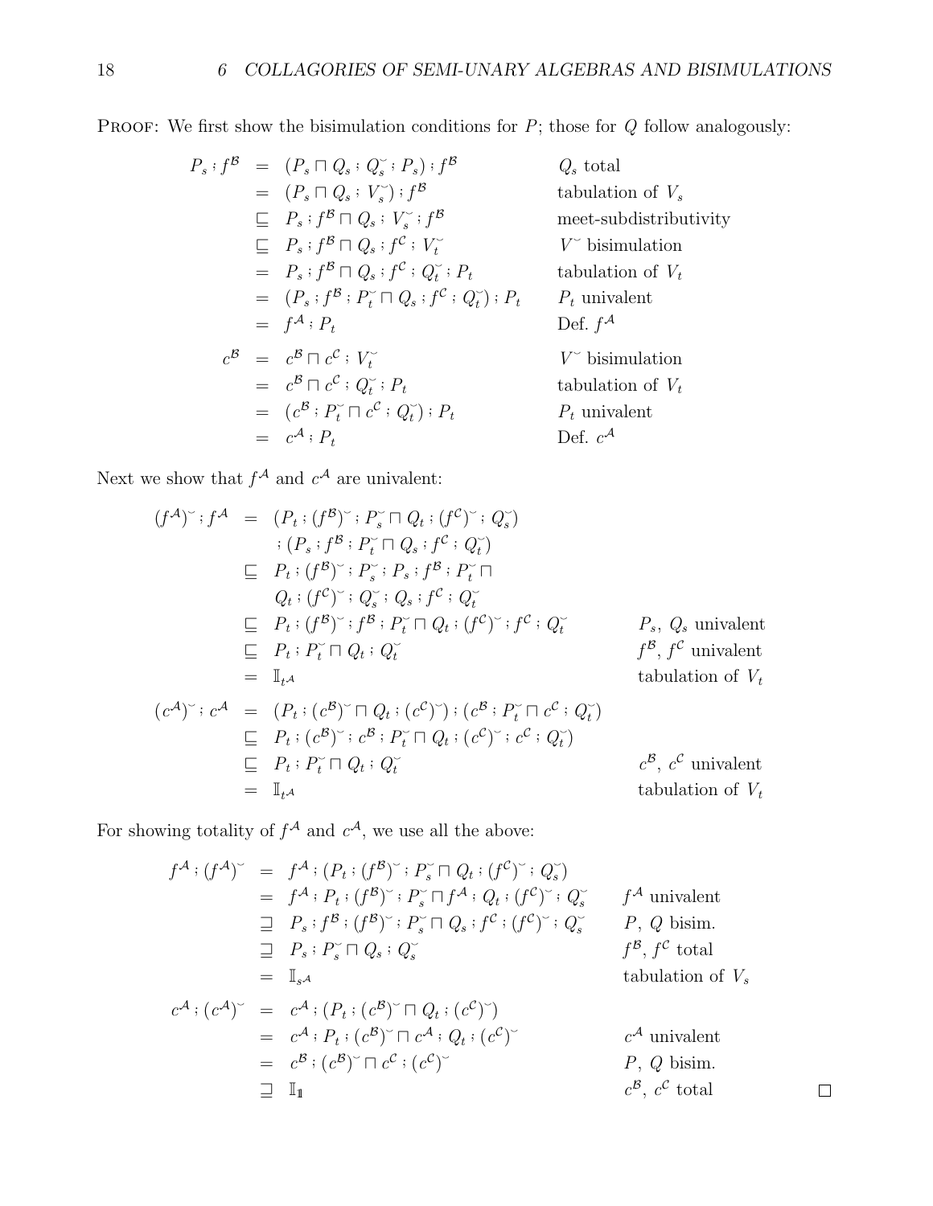PROOF: We first show the bisimulation conditions for $P$; those for $Q$ follow analogously:

$$
\begin{array}{rcll}
P_s ; f^{\mathcal{B}} & = & (P_s \sqcap Q_s ; Q_s^{\smile} ; P_s) ; f^{\mathcal{B}} & Q_s \text{ total} \\
& = & (P_s \sqcap Q_s ; V_s^{\smile}) ; f^{\mathcal{B}} & \text{tabulation of } V_s \\
& \sqsubseteq & P_s ; f^{\mathcal{B}} \sqcap Q_s ; V_s^{\smile} ; f^{\mathcal{B}} & \text{meet-subdistributivity} \\
& \sqsubseteq & P_s ; f^{\mathcal{B}} \sqcap Q_s ; f^{\mathcal{C}} ; V_t^{\smile} & V^{\smile} \text{ bisimulation} \\
& = & P_s ; f^{\mathcal{B}} \sqcap Q_s ; f^{\mathcal{C}} ; Q_t^{\smile} ; P_t & \text{tabulation of } V_t \\
& = & (P_s ; f^{\mathcal{B}} ; P_t^{\smile} \sqcap Q_s ; f^{\mathcal{C}} ; Q_t^{\smile}) ; P_t & P_t \text{ univalent} \\
& = & f^{\mathcal{A}} ; P_t & \text{Def. } f^{\mathcal{A}} \\
c^{\mathcal{B}} & = & c^{\mathcal{B}} \sqcap c^{\mathcal{C}} ; V_t^{\smile} & V^{\smile} \text{ bisimulation} \\
& = & c^{\mathcal{B}} \sqcap c^{\mathcal{C}} ; Q_t^{\smile} ; P_t & \text{tabulation of } V_t \\
& = & (c^{\mathcal{B}} ; P_t^{\smile} \sqcap c^{\mathcal{C}} ; Q_t^{\smile}) ; P_t & P_t \text{ univalent} \\
& = & c^{\mathcal{A}} ; P_t & \text{Def. } c^{\mathcal{A}}
\end{array}
$$

Next we show that $f^{\mathcal{A}}$ and $c^{\mathcal{A}}$ are univalent:

$$
\begin{array}{rcll}
(f^{\mathcal{A}})^{\smile} ; f^{\mathcal{A}} & = & (P_t ; (f^{\mathcal{B}})^{\smile} ; P_s^{\smile} \sqcap Q_t ; (f^{\mathcal{C}})^{\smile} ; Q_s^{\smile}) & \\
& & ; (P_s ; f^{\mathcal{B}} ; P_t^{\smile} \sqcap Q_s ; f^{\mathcal{C}} ; Q_t^{\smile}) & \\
& \sqsubseteq & P_t ; (f^{\mathcal{B}})^{\smile} ; P_s^{\smile} ; P_s ; f^{\mathcal{B}} ; P_t^{\smile} \sqcap & \\
& & Q_t ; (f^{\mathcal{C}})^{\smile} ; Q_s^{\smile} ; Q_s ; f^{\mathcal{C}} ; Q_t^{\smile} & \\
& \sqsubseteq & P_t ; (f^{\mathcal{B}})^{\smile} ; f^{\mathcal{B}} ; P_t^{\smile} \sqcap Q_t ; (f^{\mathcal{C}})^{\smile} ; f^{\mathcal{C}} ; Q_t^{\smile} & P_s,\ Q_s \text{ univalent} \\
& \sqsubseteq & P_t ; P_t^{\smile} \sqcap Q_t ; Q_t^{\smile} & f^{\mathcal{B}},\ f^{\mathcal{C}} \text{ univalent} \\
& = & \mathbb{I}_{t^{\mathcal{A}}} & \text{tabulation of } V_t \\
(c^{\mathcal{A}})^{\smile} ; c^{\mathcal{A}} & = & (P_t ; (c^{\mathcal{B}})^{\smile} \sqcap Q_t ; (c^{\mathcal{C}})^{\smile}) ; (c^{\mathcal{B}} ; P_t^{\smile} \sqcap c^{\mathcal{C}} ; Q_t^{\smile}) & \\
& \sqsubseteq & P_t ; (c^{\mathcal{B}})^{\smile} ; c^{\mathcal{B}} ; P_t^{\smile} \sqcap Q_t ; (c^{\mathcal{C}})^{\smile} ; c^{\mathcal{C}} ; Q_t^{\smile}) & \\
& \sqsubseteq & P_t ; P_t^{\smile} \sqcap Q_t ; Q_t^{\smile} & c^{\mathcal{B}},\ c^{\mathcal{C}} \text{ univalent} \\
& = & \mathbb{I}_{t^{\mathcal{A}}} & \text{tabulation of } V_t
\end{array}
$$

For showing totality of $f^{\mathcal{A}}$ and $c^{\mathcal{A}}$, we use all the above:

$$
\begin{array}{rcll}
f^{\mathcal{A}} ; (f^{\mathcal{A}})^{\smile} & = & f^{\mathcal{A}} ; (P_t ; (f^{\mathcal{B}})^{\smile} ; P_s^{\smile} \sqcap Q_t ; (f^{\mathcal{C}})^{\smile} ; Q_s^{\smile}) & \\
& = & f^{\mathcal{A}} ; P_t ; (f^{\mathcal{B}})^{\smile} ; P_s^{\smile} \sqcap f^{\mathcal{A}} ; Q_t ; (f^{\mathcal{C}})^{\smile} ; Q_s^{\smile} & f^{\mathcal{A}} \text{ univalent} \\
& \sqsupseteq & P_s ; f^{\mathcal{B}} ; (f^{\mathcal{B}})^{\smile} ; P_s^{\smile} \sqcap Q_s ; f^{\mathcal{C}} ; (f^{\mathcal{C}})^{\smile} ; Q_s^{\smile} & P,\ Q \text{ bisim.} \\
& \sqsupseteq & P_s ; P_s^{\smile} \sqcap Q_s ; Q_s^{\smile} & f^{\mathcal{B}},\ f^{\mathcal{C}} \text{ total} \\
& = & \mathbb{I}_{s^{\mathcal{A}}} & \text{tabulation of } V_s \\
c^{\mathcal{A}} ; (c^{\mathcal{A}})^{\smile} & = & c^{\mathcal{A}} ; (P_t ; (c^{\mathcal{B}})^{\smile} \sqcap Q_t ; (c^{\mathcal{C}})^{\smile}) & \\
& = & c^{\mathcal{A}} ; P_t ; (c^{\mathcal{B}})^{\smile} \sqcap c^{\mathcal{A}} ; Q_t ; (c^{\mathcal{C}})^{\smile} & c^{\mathcal{A}} \text{ univalent} \\
& = & c^{\mathcal{B}} ; (c^{\mathcal{B}})^{\smile} \sqcap c^{\mathcal{C}} ; (c^{\mathcal{C}})^{\smile} & P,\ Q \text{ bisim.} \\
& \sqsupseteq & \mathbb{I}_{\mathbb{1}} & c^{\mathcal{B}},\ c^{\mathcal{C}} \text{ total}
\end{array}
$$

$\square$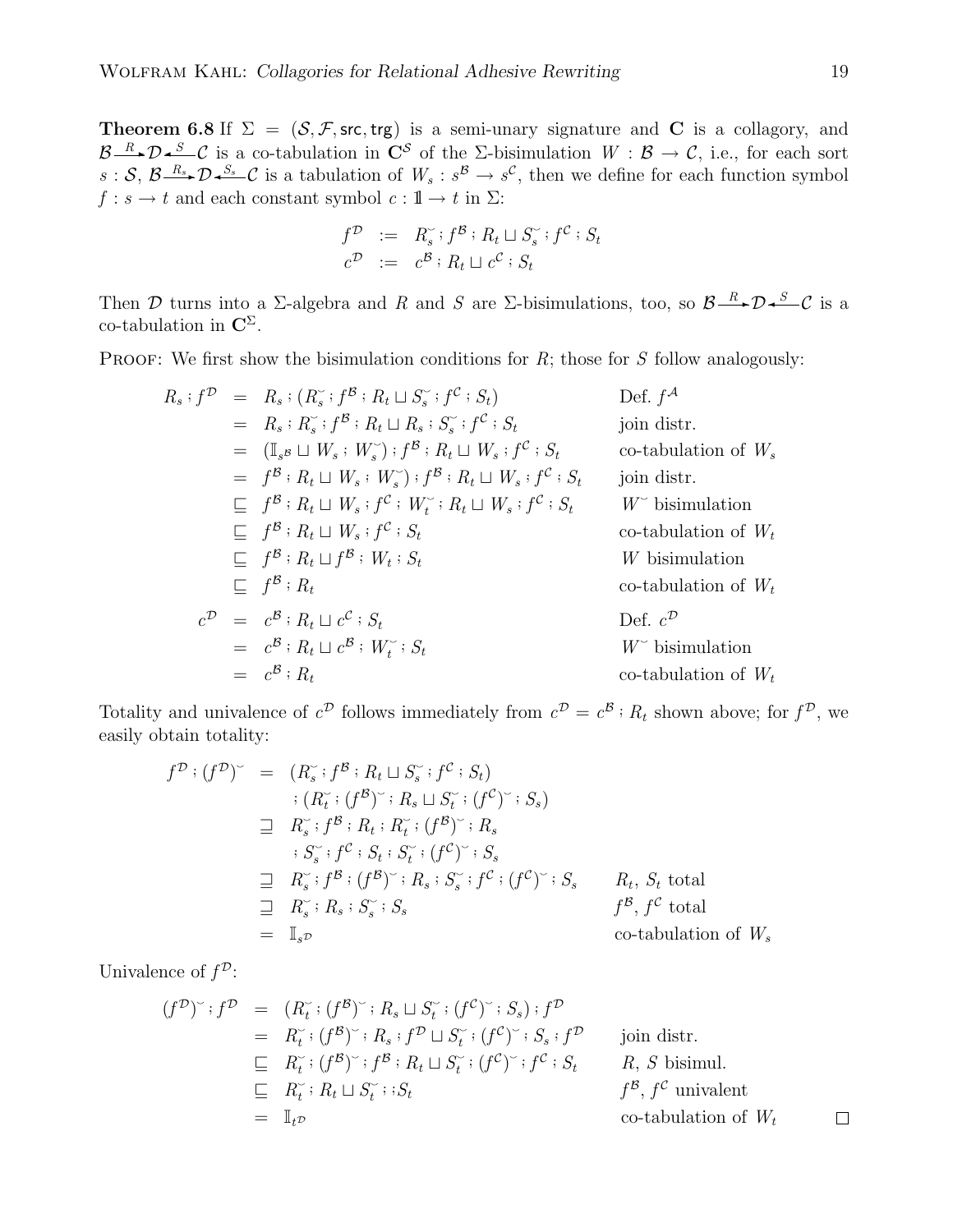**Theorem 6.8** If $\Sigma = (\mathcal{S}, \mathcal{F}, \mathsf{src}, \mathsf{trg})$ is a semi-unary signature and $\mathbf{C}$ is a collagory, and $\mathcal{B} \xrightarrow{R} \mathcal{D} \xleftarrow{S} \mathcal{C}$ is a co-tabulation in $\mathbf{C}^{\mathcal{S}}$ of the $\Sigma$-bisimulation $W : \mathcal{B} \to \mathcal{C}$, i.e., for each sort $s : \mathcal{S}$, $\mathcal{B} \xrightarrow{R_s} \mathcal{D} \xleftarrow{S_s} \mathcal{C}$ is a tabulation of $W_s : s^{\mathcal{B}} \to s^{\mathcal{C}}$, then we define for each function symbol $f : s \to t$ and each constant symbol $c : \mathbb{1} \to t$ in $\Sigma$:

$$
\begin{aligned}
f^{\mathcal{D}} &:= R_s^{\smile} ; f^{\mathcal{B}} ; R_t \sqcup S_s^{\smile} ; f^{\mathcal{C}} ; S_t \\
c^{\mathcal{D}} &:= c^{\mathcal{B}} ; R_t \sqcup c^{\mathcal{C}} ; S_t
\end{aligned}
$$

Then $\mathcal{D}$ turns into a $\Sigma$-algebra and $R$ and $S$ are $\Sigma$-bisimulations, too, so $\mathcal{B} \xrightarrow{R} \mathcal{D} \xleftarrow{S} \mathcal{C}$ is a co-tabulation in $\mathbf{C}^{\Sigma}$.

Proof: We first show the bisimulation conditions for $R$; those for $S$ follow analogously:

$$
\begin{aligned}
R_s ; f^{\mathcal{D}} &= R_s ; (R_s^{\smile} ; f^{\mathcal{B}} ; R_t \sqcup S_s^{\smile} ; f^{\mathcal{C}} ; S_t) && \text{Def. } f^{\mathcal{A}} \\
&= R_s ; R_s^{\smile} ; f^{\mathcal{B}} ; R_t \sqcup R_s ; S_s^{\smile} ; f^{\mathcal{C}} ; S_t && \text{join distr.} \\
&= (\mathbb{I}_{s^{\mathcal{B}}} \sqcup W_s ; W_s^{\smile}) ; f^{\mathcal{B}} ; R_t \sqcup W_s ; f^{\mathcal{C}} ; S_t && \text{co-tabulation of } W_s \\
&= f^{\mathcal{B}} ; R_t \sqcup W_s ; W_s^{\smile}) ; f^{\mathcal{B}} ; R_t \sqcup W_s ; f^{\mathcal{C}} ; S_t && \text{join distr.} \\
&\sqsubseteq f^{\mathcal{B}} ; R_t \sqcup W_s ; f^{\mathcal{C}} ; W_t^{\smile} ; R_t \sqcup W_s ; f^{\mathcal{C}} ; S_t && W^{\smile} \text{ bisimulation} \\
&\sqsubseteq f^{\mathcal{B}} ; R_t \sqcup W_s ; f^{\mathcal{C}} ; S_t && \text{co-tabulation of } W_t \\
&\sqsubseteq f^{\mathcal{B}} ; R_t \sqcup f^{\mathcal{B}} ; W_t ; S_t && W \text{ bisimulation} \\
&\sqsubseteq f^{\mathcal{B}} ; R_t && \text{co-tabulation of } W_t \\
c^{\mathcal{D}} &= c^{\mathcal{B}} ; R_t \sqcup c^{\mathcal{C}} ; S_t && \text{Def. } c^{\mathcal{D}} \\
&= c^{\mathcal{B}} ; R_t \sqcup c^{\mathcal{B}} ; W_t^{\smile} ; S_t && W^{\smile} \text{ bisimulation} \\
&= c^{\mathcal{B}} ; R_t && \text{co-tabulation of } W_t
\end{aligned}
$$

Totality and univalence of $c^{\mathcal{D}}$ follows immediately from $c^{\mathcal{D}} = c^{\mathcal{B}} ; R_t$ shown above; for $f^{\mathcal{D}}$, we easily obtain totality:

$$
\begin{aligned}
f^{\mathcal{D}} ; (f^{\mathcal{D}})^{\smile} &= (R_s^{\smile} ; f^{\mathcal{B}} ; R_t \sqcup S_s^{\smile} ; f^{\mathcal{C}} ; S_t) \\
&\quad ; (R_t^{\smile} ; (f^{\mathcal{B}})^{\smile} ; R_s \sqcup S_t^{\smile} ; (f^{\mathcal{C}})^{\smile} ; S_s) \\
&\sqsupseteq R_s^{\smile} ; f^{\mathcal{B}} ; R_t ; R_t^{\smile} ; (f^{\mathcal{B}})^{\smile} ; R_s \\
&\quad ; S_s^{\smile} ; f^{\mathcal{C}} ; S_t ; S_t^{\smile} ; (f^{\mathcal{C}})^{\smile} ; S_s \\
&\sqsupseteq R_s^{\smile} ; f^{\mathcal{B}} ; (f^{\mathcal{B}})^{\smile} ; R_s ; S_s^{\smile} ; f^{\mathcal{C}} ; (f^{\mathcal{C}})^{\smile} ; S_s && R_t,\ S_t \text{ total} \\
&\sqsupseteq R_s^{\smile} ; R_s ; S_s^{\smile} ; S_s && f^{\mathcal{B}},\ f^{\mathcal{C}} \text{ total} \\
&= \mathbb{I}_{s^{\mathcal{D}}} && \text{co-tabulation of } W_s
\end{aligned}
$$

Univalence of $f^{\mathcal{D}}$:

$$
\begin{aligned}
(f^{\mathcal{D}})^{\smile} ; f^{\mathcal{D}} &= (R_t^{\smile} ; (f^{\mathcal{B}})^{\smile} ; R_s \sqcup S_t^{\smile} ; (f^{\mathcal{C}})^{\smile} ; S_s) ; f^{\mathcal{D}} \\
&= R_t^{\smile} ; (f^{\mathcal{B}})^{\smile} ; R_s ; f^{\mathcal{D}} \sqcup S_t^{\smile} ; (f^{\mathcal{C}})^{\smile} ; S_s ; f^{\mathcal{D}} && \text{join distr.} \\
&\sqsubseteq R_t^{\smile} ; (f^{\mathcal{B}})^{\smile} ; f^{\mathcal{B}} ; R_t \sqcup S_t^{\smile} ; (f^{\mathcal{C}})^{\smile} ; f^{\mathcal{C}} ; S_t && R,\ S \text{ bisimul.} \\
&\sqsubseteq R_t^{\smile} ; R_t \sqcup S_t^{\smile} ; ; S_t && f^{\mathcal{B}},\ f^{\mathcal{C}} \text{ univalent} \\
&= \mathbb{I}_{t^{\mathcal{D}}} && \text{co-tabulation of } W_t
\end{aligned}
$$

$\square$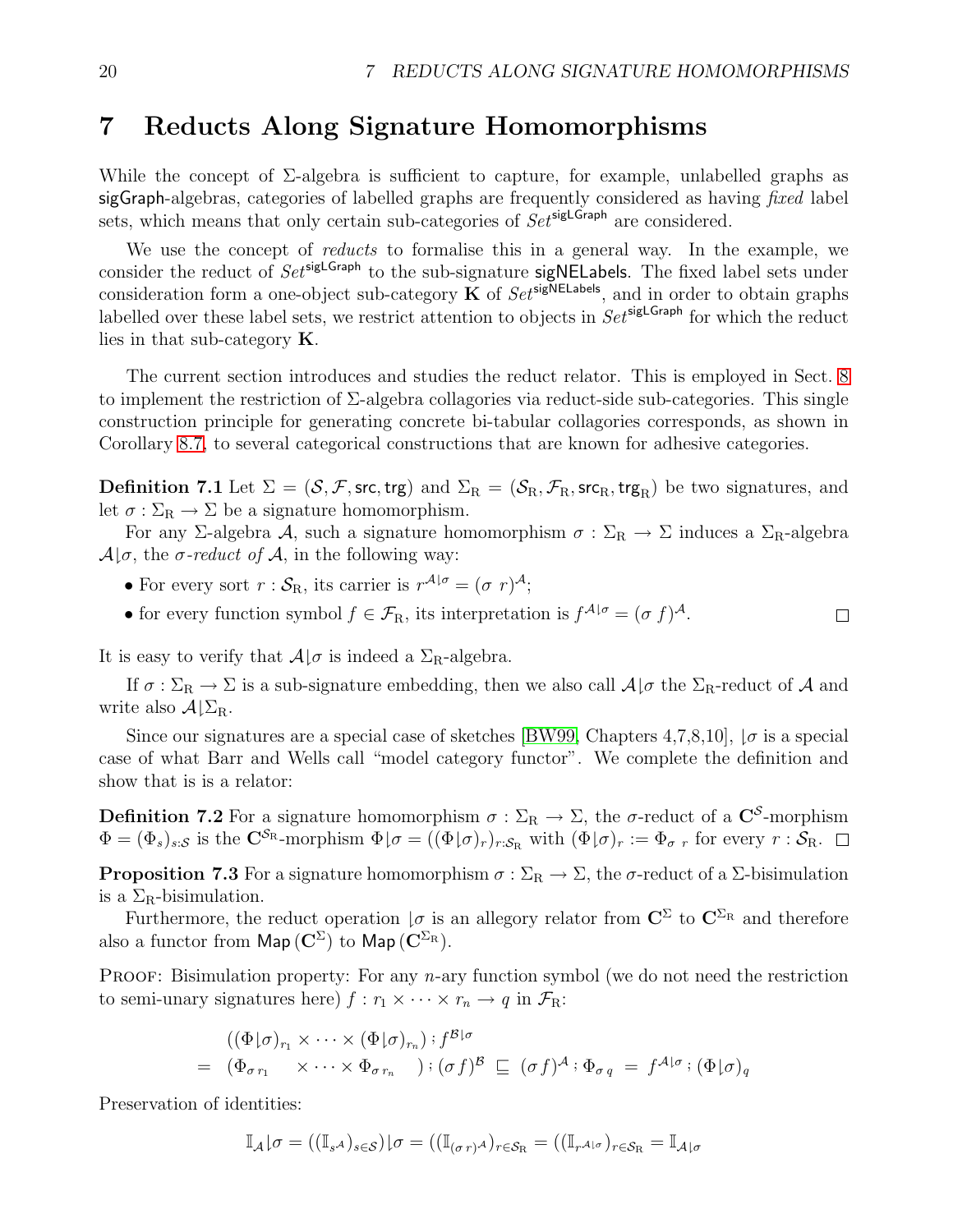# 7 Reducts Along Signature Homomorphisms

While the concept of $\Sigma$-algebra is sufficient to capture, for example, unlabelled graphs as $\mathsf{sigGraph}$-algebras, categories of labelled graphs are frequently considered as having *fixed* label sets, which means that only certain sub-categories of $\mathit{Set}^{\mathsf{sigLGraph}}$ are considered.

We use the concept of *reducts* to formalise this in a general way. In the example, we consider the reduct of $\mathit{Set}^{\mathsf{sigLGraph}}$ to the sub-signature $\mathsf{sigNELabels}$. The fixed label sets under consideration form a one-object sub-category $\mathbf{K}$ of $\mathit{Set}^{\mathsf{sigNELabels}}$, and in order to obtain graphs labelled over these label sets, we restrict attention to objects in $\mathit{Set}^{\mathsf{sigLGraph}}$ for which the reduct lies in that sub-category $\mathbf{K}$.

The current section introduces and studies the reduct relator. This is employed in Sect. 8 to implement the restriction of $\Sigma$-algebra collagories via reduct-side sub-categories. This single construction principle for generating concrete bi-tabular collagories corresponds, as shown in Corollary 8.7, to several categorical constructions that are known for adhesive categories.

**Definition 7.1** Let $\Sigma = (\mathcal{S}, \mathcal{F}, \mathsf{src}, \mathsf{trg})$ and $\Sigma_{\mathrm{R}} = (\mathcal{S}_{\mathrm{R}}, \mathcal{F}_{\mathrm{R}}, \mathsf{src}_{\mathrm{R}}, \mathsf{trg}_{\mathrm{R}})$ be two signatures, and let $\sigma : \Sigma_{\mathrm{R}} \to \Sigma$ be a signature homomorphism.

For any $\Sigma$-algebra $\mathcal{A}$, such a signature homomorphism $\sigma : \Sigma_{\mathrm{R}} \to \Sigma$ induces a $\Sigma_{\mathrm{R}}$-algebra $\mathcal{A}\lfloor\sigma$, the *$\sigma$-reduct of $\mathcal{A}$*, in the following way:

- For every sort $r : \mathcal{S}_{\mathrm{R}}$, its carrier is $r^{\mathcal{A}\lfloor\sigma} = (\sigma\ r)^{\mathcal{A}}$;
- for every function symbol $f \in \mathcal{F}_{\mathrm{R}}$, its interpretation is $f^{\mathcal{A}\lfloor\sigma} = (\sigma\ f)^{\mathcal{A}}$. □

It is easy to verify that $\mathcal{A}\lfloor\sigma$ is indeed a $\Sigma_{\mathrm{R}}$-algebra.

If $\sigma : \Sigma_{\mathrm{R}} \to \Sigma$ is a sub-signature embedding, then we also call $\mathcal{A}\lfloor\sigma$ the $\Sigma_{\mathrm{R}}$-reduct of $\mathcal{A}$ and write also $\mathcal{A}\lfloor\Sigma_{\mathrm{R}}$.

Since our signatures are a special case of sketches [BW99, Chapters 4,7,8,10], $\lfloor\sigma$ is a special case of what Barr and Wells call "model category functor". We complete the definition and show that is is a relator:

**Definition 7.2** For a signature homomorphism $\sigma : \Sigma_{\mathrm{R}} \to \Sigma$, the $\sigma$-reduct of a $\mathbf{C}^{\mathcal{S}}$-morphism $\Phi = (\Phi_s)_{s:\mathcal{S}}$ is the $\mathbf{C}^{\mathcal{S}_{\mathrm{R}}}$-morphism $\Phi\lfloor\sigma = ((\Phi\lfloor\sigma)_r)_{r:\mathcal{S}_{\mathrm{R}}}$ with $(\Phi\lfloor\sigma)_r := \Phi_{\sigma\ r}$ for every $r : \mathcal{S}_{\mathrm{R}}$. □

**Proposition 7.3** For a signature homomorphism $\sigma : \Sigma_{\mathrm{R}} \to \Sigma$, the $\sigma$-reduct of a $\Sigma$-bisimulation is a $\Sigma_{\mathrm{R}}$-bisimulation.

Furthermore, the reduct operation $\lfloor\sigma$ is an allegory relator from $\mathbf{C}^{\Sigma}$ to $\mathbf{C}^{\Sigma_{\mathrm{R}}}$ and therefore also a functor from $\mathsf{Map}(\mathbf{C}^{\Sigma})$ to $\mathsf{Map}(\mathbf{C}^{\Sigma_{\mathrm{R}}})$.

Proof: Bisimulation property: For any $n$-ary function symbol (we do not need the restriction to semi-unary signatures here) $f : r_1 \times \cdots \times r_n \to q$ in $\mathcal{F}_{\mathrm{R}}$:

$$
\begin{array}{ll}
 & ((\Phi\lfloor\sigma)_{r_1} \times \cdots \times (\Phi\lfloor\sigma)_{r_n}) ; f^{\mathcal{B}\lfloor\sigma} \\
= & (\Phi_{\sigma\, r_1} \quad \times \cdots \times \Phi_{\sigma\, r_n} \quad) ; (\sigma\, f)^{\mathcal{B}} \sqsubseteq (\sigma\, f)^{\mathcal{A}} ; \Phi_{\sigma\, q} \ = \ f^{\mathcal{A}\lfloor\sigma} ; (\Phi\lfloor\sigma)_q
\end{array}
$$

Preservation of identities:

$$
\mathbb{I}_{\mathcal{A}}\lfloor\sigma = ((\mathbb{I}_{s^{\mathcal{A}}})_{s\in\mathcal{S}})\lfloor\sigma = ((\mathbb{I}_{(\sigma\, r)^{\mathcal{A}}})_{r\in\mathcal{S}_{\mathrm{R}}} = ((\mathbb{I}_{r^{\mathcal{A}\lfloor\sigma}})_{r\in\mathcal{S}_{\mathrm{R}}} = \mathbb{I}_{\mathcal{A}\lfloor\sigma}
$$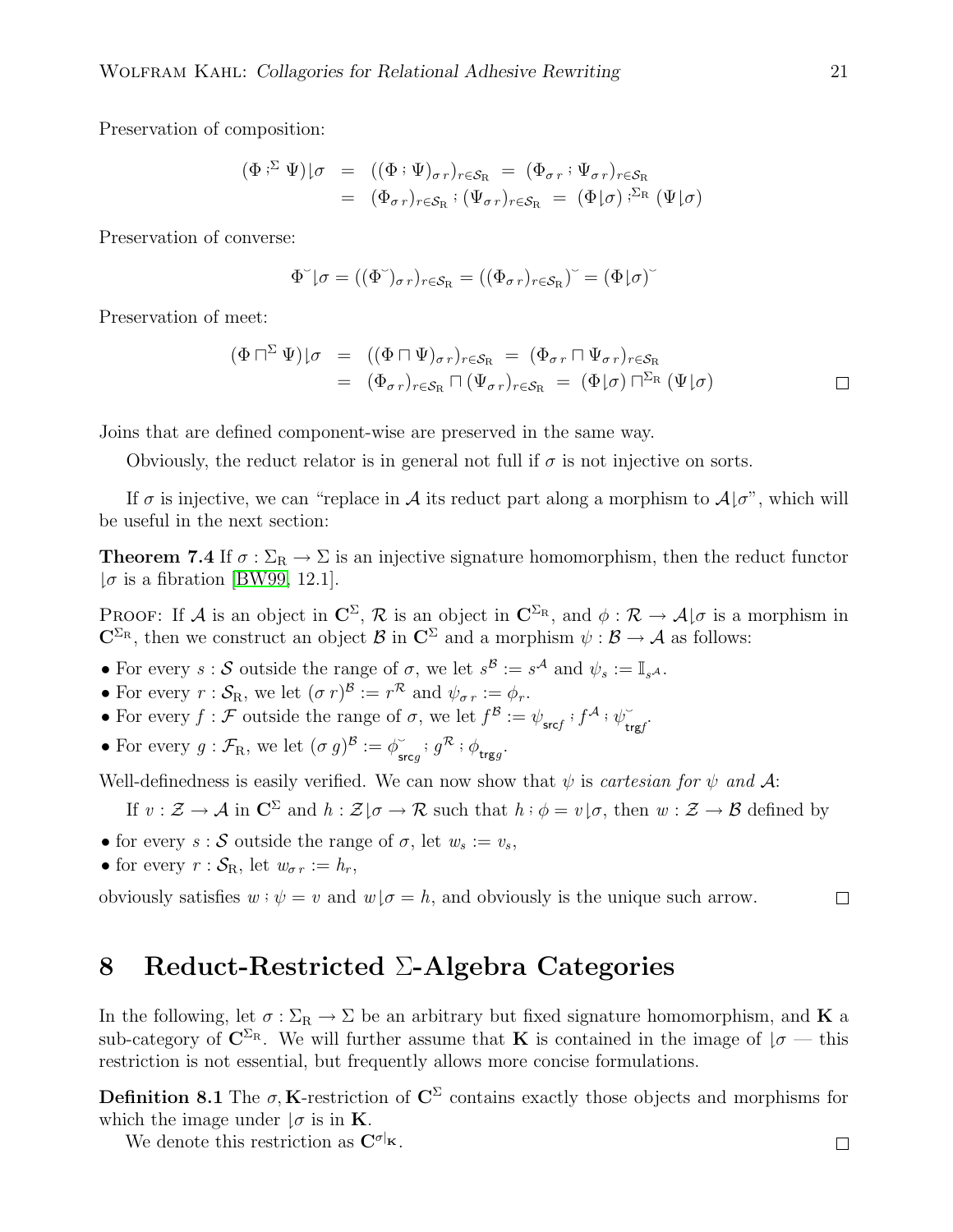Preservation of composition:

$$
\begin{aligned}
(\Phi ;^{\Sigma} \Psi)\lfloor\sigma &= ((\Phi ; \Psi)_{\sigma\, r})_{r \in \mathcal{S}_{\mathrm{R}}} = (\Phi_{\sigma\, r} ; \Psi_{\sigma\, r})_{r \in \mathcal{S}_{\mathrm{R}}} \\
&= (\Phi_{\sigma\, r})_{r \in \mathcal{S}_{\mathrm{R}}} ; (\Psi_{\sigma\, r})_{r \in \mathcal{S}_{\mathrm{R}}} = (\Phi\lfloor\sigma) ;^{\Sigma_{\mathrm{R}}} (\Psi\lfloor\sigma)
\end{aligned}
$$

Preservation of converse:

$$
\Phi^{\smile}\lfloor\sigma = ((\Phi^{\smile})_{\sigma\, r})_{r \in \mathcal{S}_{\mathrm{R}}} = ((\Phi_{\sigma\, r})_{r \in \mathcal{S}_{\mathrm{R}}})^{\smile} = (\Phi\lfloor\sigma)^{\smile}
$$

Preservation of meet:

$$
\begin{aligned}
(\Phi \sqcap^{\Sigma} \Psi)\lfloor\sigma &= ((\Phi \sqcap \Psi)_{\sigma\, r})_{r \in \mathcal{S}_{\mathrm{R}}} = (\Phi_{\sigma\, r} \sqcap \Psi_{\sigma\, r})_{r \in \mathcal{S}_{\mathrm{R}}} \\
&= (\Phi_{\sigma\, r})_{r \in \mathcal{S}_{\mathrm{R}}} \sqcap (\Psi_{\sigma\, r})_{r \in \mathcal{S}_{\mathrm{R}}} = (\Phi\lfloor\sigma) \sqcap^{\Sigma_{\mathrm{R}}} (\Psi\lfloor\sigma)
\end{aligned}
$$

□

Joins that are defined component-wise are preserved in the same way.

Obviously, the reduct relator is in general not full if $\sigma$ is not injective on sorts.

If $\sigma$ is injective, we can "replace in $\mathcal{A}$ its reduct part along a morphism to $\mathcal{A}\lfloor\sigma$", which will be useful in the next section:

**Theorem 7.4** If $\sigma : \Sigma_{\mathrm{R}} \to \Sigma$ is an injective signature homomorphism, then the reduct functor $\lfloor\sigma$ is a fibration [BW99, 12.1].

PROOF: If $\mathcal{A}$ is an object in $\mathbf{C}^{\Sigma}$, $\mathcal{R}$ is an object in $\mathbf{C}^{\Sigma_{\mathrm{R}}}$, and $\phi : \mathcal{R} \to \mathcal{A}\lfloor\sigma$ is a morphism in $\mathbf{C}^{\Sigma_{\mathrm{R}}}$, then we construct an object $\mathcal{B}$ in $\mathbf{C}^{\Sigma}$ and a morphism $\psi : \mathcal{B} \to \mathcal{A}$ as follows:

- For every $s : \mathcal{S}$ outside the range of $\sigma$, we let $s^{\mathcal{B}} := s^{\mathcal{A}}$ and $\psi_s := \mathbb{I}_{s^{\mathcal{A}}}$.
- For every $r : \mathcal{S}_{\mathrm{R}}$, we let $(\sigma\, r)^{\mathcal{B}} := r^{\mathcal{R}}$ and $\psi_{\sigma\, r} := \phi_r$.
- For every $f : \mathcal{F}$ outside the range of $\sigma$, we let $f^{\mathcal{B}} := \psi_{\mathsf{src} f} ; f^{\mathcal{A}} ; \psi^{\smile}_{\mathsf{trg} f}$.
- For every $g : \mathcal{F}_{\mathrm{R}}$, we let $(\sigma\, g)^{\mathcal{B}} := \phi^{\smile}_{\mathsf{src} g} ; g^{\mathcal{R}} ; \phi_{\mathsf{trg} g}$.

Well-definedness is easily verified. We can now show that $\psi$ is *cartesian for* $\psi$ *and* $\mathcal{A}$:

If $v : \mathcal{Z} \to \mathcal{A}$ in $\mathbf{C}^{\Sigma}$ and $h : \mathcal{Z}\lfloor\sigma \to \mathcal{R}$ such that $h ; \phi = v\lfloor\sigma$, then $w : \mathcal{Z} \to \mathcal{B}$ defined by

- for every $s : \mathcal{S}$ outside the range of $\sigma$, let $w_s := v_s$,
- for every $r : \mathcal{S}_{\mathrm{R}}$, let $w_{\sigma\, r} := h_r$,

obviously satisfies $w ; \psi = v$ and $w\lfloor\sigma = h$, and obviously is the unique such arrow. □

# 8 Reduct-Restricted Σ-Algebra Categories

In the following, let $\sigma : \Sigma_{\mathrm{R}} \to \Sigma$ be an arbitrary but fixed signature homomorphism, and $\mathbf{K}$ a sub-category of $\mathbf{C}^{\Sigma_{\mathrm{R}}}$. We will further assume that $\mathbf{K}$ is contained in the image of $\lfloor\sigma$ — this restriction is not essential, but frequently allows more concise formulations.

**Definition 8.1** The $\sigma, \mathbf{K}$-restriction of $\mathbf{C}^{\Sigma}$ contains exactly those objects and morphisms for which the image under $\lfloor\sigma$ is in $\mathbf{K}$.

We denote this restriction as $\mathbf{C}^{\sigma|_{\mathbf{K}}}$. □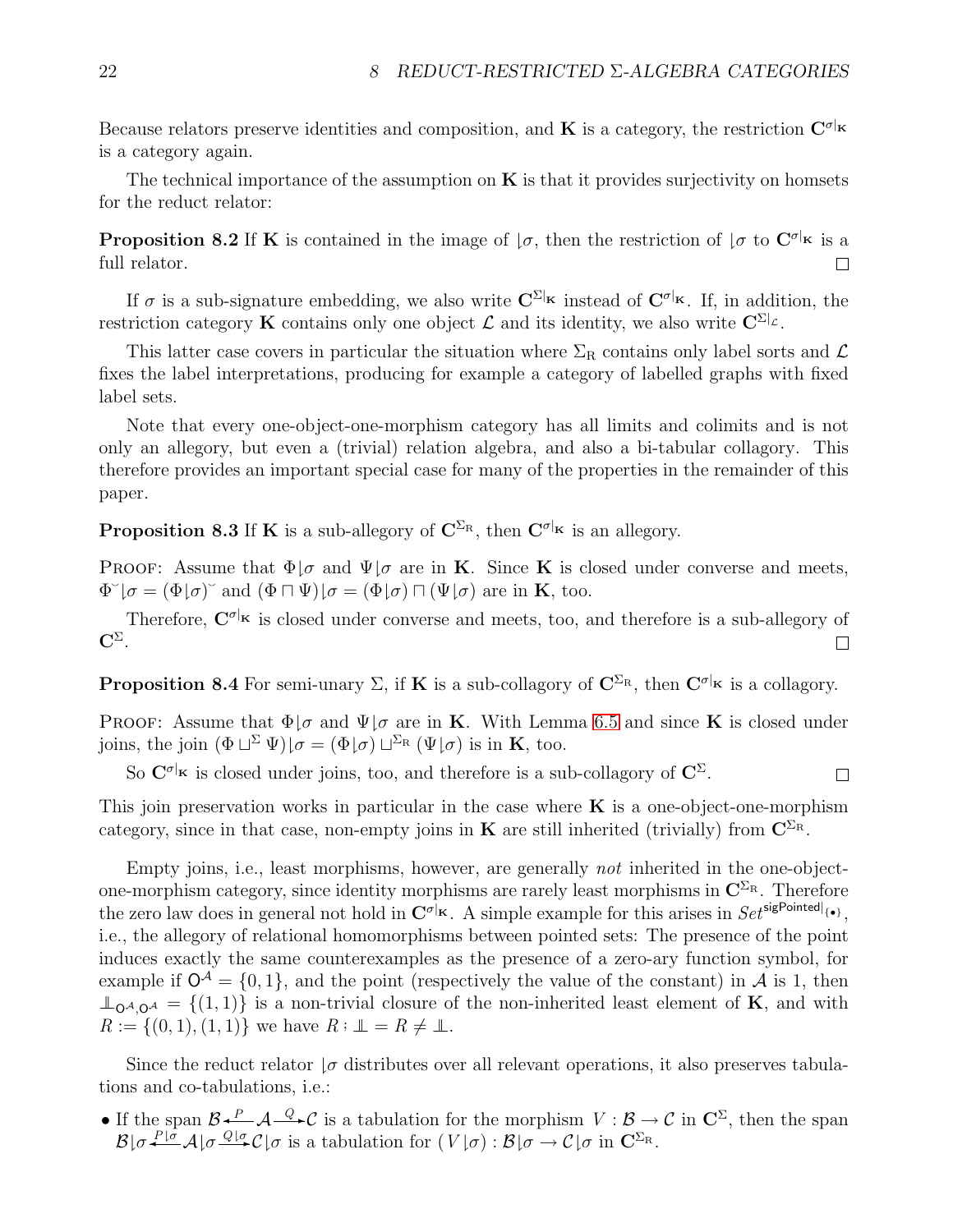Because relators preserve identities and composition, and $\mathbf{K}$ is a category, the restriction $\mathbf{C}^{\sigma|_{\mathbf{K}}}$ is a category again.

The technical importance of the assumption on $\mathbf{K}$ is that it provides surjectivity on homsets for the reduct relator:

**Proposition 8.2** If $\mathbf{K}$ is contained in the image of $\lfloor\sigma$, then the restriction of $\lfloor\sigma$ to $\mathbf{C}^{\sigma|_{\mathbf{K}}}$ is a full relator. $\square$

If $\sigma$ is a sub-signature embedding, we also write $\mathbf{C}^{\Sigma|_{\mathbf{K}}}$ instead of $\mathbf{C}^{\sigma|_{\mathbf{K}}}$. If, in addition, the restriction category $\mathbf{K}$ contains only one object $\mathcal{L}$ and its identity, we also write $\mathbf{C}^{\Sigma|_{\mathcal{L}}}$.

This latter case covers in particular the situation where $\Sigma_{\mathrm{R}}$ contains only label sorts and $\mathcal{L}$ fixes the label interpretations, producing for example a category of labelled graphs with fixed label sets.

Note that every one-object-one-morphism category has all limits and colimits and is not only an allegory, but even a (trivial) relation algebra, and also a bi-tabular collagory. This therefore provides an important special case for many of the properties in the remainder of this paper.

**Proposition 8.3** If $\mathbf{K}$ is a sub-allegory of $\mathbf{C}^{\Sigma_{\mathrm{R}}}$, then $\mathbf{C}^{\sigma|_{\mathbf{K}}}$ is an allegory.

Proof: Assume that $\Phi\lfloor\sigma$ and $\Psi\lfloor\sigma$ are in $\mathbf{K}$. Since $\mathbf{K}$ is closed under converse and meets, $\Phi^{\smile}\lfloor\sigma = (\Phi\lfloor\sigma)^{\smile}$ and $(\Phi \sqcap \Psi)\lfloor\sigma = (\Phi\lfloor\sigma) \sqcap (\Psi\lfloor\sigma)$ are in $\mathbf{K}$, too.

Therefore, $\mathbf{C}^{\sigma|_{\mathbf{K}}}$ is closed under converse and meets, too, and therefore is a sub-allegory of $\mathbf{C}^{\Sigma}$. $\square$

**Proposition 8.4** For semi-unary $\Sigma$, if $\mathbf{K}$ is a sub-collagory of $\mathbf{C}^{\Sigma_{\mathrm{R}}}$, then $\mathbf{C}^{\sigma|_{\mathbf{K}}}$ is a collagory.

Proof: Assume that $\Phi\lfloor\sigma$ and $\Psi\lfloor\sigma$ are in $\mathbf{K}$. With Lemma 6.5 and since $\mathbf{K}$ is closed under joins, the join $(\Phi \sqcup^{\Sigma} \Psi)\lfloor\sigma = (\Phi\lfloor\sigma) \sqcup^{\Sigma_{\mathrm{R}}} (\Psi\lfloor\sigma)$ is in $\mathbf{K}$, too.

So $\mathbf{C}^{\sigma|_{\mathbf{K}}}$ is closed under joins, too, and therefore is a sub-collagory of $\mathbf{C}^{\Sigma}$. $\square$

This join preservation works in particular in the case where $\mathbf{K}$ is a one-object-one-morphism category, since in that case, non-empty joins in $\mathbf{K}$ are still inherited (trivially) from $\mathbf{C}^{\Sigma_{\mathrm{R}}}$.

Empty joins, i.e., least morphisms, however, are generally *not* inherited in the one-object-one-morphism category, since identity morphisms are rarely least morphisms in $\mathbf{C}^{\Sigma_{\mathrm{R}}}$. Therefore the zero law does in general not hold in $\mathbf{C}^{\sigma|_{\mathbf{K}}}$. A simple example for this arises in $\mathit{Set}^{\mathsf{sigPointed}|_{\{\bullet\}}}$, i.e., the allegory of relational homomorphisms between pointed sets: The presence of the point induces exactly the same counterexamples as the presence of a zero-ary function symbol, for example if $\mathsf{O}^{\mathcal{A}} = \{0, 1\}$, and the point (respectively the value of the constant) in $\mathcal{A}$ is 1, then $\perp\!\!\!\perp_{\mathsf{O}^{\mathcal{A}},\mathsf{O}^{\mathcal{A}}} = \{(1, 1)\}$ is a non-trivial closure of the non-inherited least element of $\mathbf{K}$, and with $R := \{(0, 1), (1, 1)\}$ we have $R \mathbin{;} \perp\!\!\!\perp = R \neq \perp\!\!\!\perp$.

Since the reduct relator $\lfloor\sigma$ distributes over all relevant operations, it also preserves tabulations and co-tabulations, i.e.:

- If the span $\mathcal{B} \xleftarrow{P} \mathcal{A} \xrightarrow{Q} \mathcal{C}$ is a tabulation for the morphism $V : \mathcal{B} \to \mathcal{C}$ in $\mathbf{C}^{\Sigma}$, then the span $\mathcal{B}\lfloor\sigma \xleftarrow{P\lfloor\sigma} \mathcal{A}\lfloor\sigma \xrightarrow{Q\lfloor\sigma} \mathcal{C}\lfloor\sigma$ is a tabulation for $(V\lfloor\sigma) : \mathcal{B}\lfloor\sigma \to \mathcal{C}\lfloor\sigma$ in $\mathbf{C}^{\Sigma_{\mathrm{R}}}$.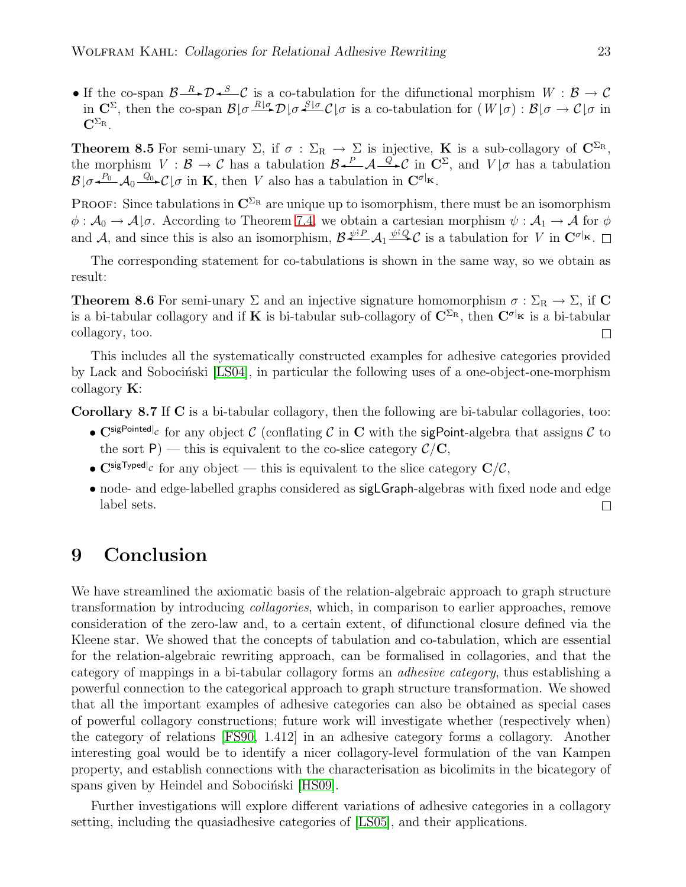- If the co-span $\mathcal{B} \xrightarrow{R} \mathcal{D} \xleftarrow{S} \mathcal{C}$ is a co-tabulation for the difunctional morphism $W : \mathcal{B} \to \mathcal{C}$ in $\mathbf{C}^{\Sigma}$, then the co-span $\mathcal{B}\lfloor\sigma \xrightarrow{R\lfloor\sigma} \mathcal{D}\lfloor\sigma \xleftarrow{S\lfloor\sigma} \mathcal{C}\lfloor\sigma$ is a co-tabulation for $(W\lfloor\sigma) : \mathcal{B}\lfloor\sigma \to \mathcal{C}\lfloor\sigma$ in $\mathbf{C}^{\Sigma_{\mathrm{R}}}$.

**Theorem 8.5** For semi-unary $\Sigma$, if $\sigma : \Sigma_{\mathrm{R}} \to \Sigma$ is injective, $\mathbf{K}$ is a sub-collagory of $\mathbf{C}^{\Sigma_{\mathrm{R}}}$, the morphism $V : \mathcal{B} \to \mathcal{C}$ has a tabulation $\mathcal{B} \xleftarrow{P} \mathcal{A} \xrightarrow{Q} \mathcal{C}$ in $\mathbf{C}^{\Sigma}$, and $V\lfloor\sigma$ has a tabulation $\mathcal{B}\lfloor\sigma \xleftarrow{P_0} \mathcal{A}_0 \xrightarrow{Q_0} \mathcal{C}\lfloor\sigma$ in $\mathbf{K}$, then $V$ also has a tabulation in $\mathbf{C}^{\sigma|_{\mathbf{K}}}$.

Proof: Since tabulations in $\mathbf{C}^{\Sigma_{\mathrm{R}}}$ are unique up to isomorphism, there must be an isomorphism $\phi : \mathcal{A}_0 \to \mathcal{A}\lfloor\sigma$. According to Theorem 7.4, we obtain a cartesian morphism $\psi : \mathcal{A}_1 \to \mathcal{A}$ for $\phi$ and $\mathcal{A}$, and since this is also an isomorphism, $\mathcal{B} \xleftarrow{\psi;P} \mathcal{A}_1 \xrightarrow{\psi;Q} \mathcal{C}$ is a tabulation for $V$ in $\mathbf{C}^{\sigma|_{\mathbf{K}}}$. □

The corresponding statement for co-tabulations is shown in the same way, so we obtain as result:

**Theorem 8.6** For semi-unary $\Sigma$ and an injective signature homomorphism $\sigma : \Sigma_{\mathrm{R}} \to \Sigma$, if $\mathbf{C}$ is a bi-tabular collagory and if $\mathbf{K}$ is bi-tabular sub-collagory of $\mathbf{C}^{\Sigma_{\mathrm{R}}}$, then $\mathbf{C}^{\sigma|_{\mathbf{K}}}$ is a bi-tabular collagory, too. □

This includes all the systematically constructed examples for adhesive categories provided by Lack and Sobociński [LS04], in particular the following uses of a one-object-one-morphism collagory $\mathbf{K}$:

**Corollary 8.7** If $\mathbf{C}$ is a bi-tabular collagory, then the following are bi-tabular collagories, too:

- $\mathbf{C}^{\mathsf{sigPointed}|_{\mathcal{C}}}$ for any object $\mathcal{C}$ (conflating $\mathcal{C}$ in $\mathbf{C}$ with the $\mathsf{sigPoint}$-algebra that assigns $\mathcal{C}$ to the sort $\mathsf{P}$) — this is equivalent to the co-slice category $\mathcal{C}/\mathbf{C}$,
- $\mathbf{C}^{\mathsf{sigTyped}|_{\mathcal{C}}}$ for any object — this is equivalent to the slice category $\mathbf{C}/\mathcal{C}$,
- node- and edge-labelled graphs considered as $\mathsf{sigLGraph}$-algebras with fixed node and edge label sets. □

# 9 Conclusion

We have streamlined the axiomatic basis of the relation-algebraic approach to graph structure transformation by introducing *collagories*, which, in comparison to earlier approaches, remove consideration of the zero-law and, to a certain extent, of difunctional closure defined via the Kleene star. We showed that the concepts of tabulation and co-tabulation, which are essential for the relation-algebraic rewriting approach, can be formalised in collagories, and that the category of mappings in a bi-tabular collagory forms an *adhesive category*, thus establishing a powerful connection to the categorical approach to graph structure transformation. We showed that all the important examples of adhesive categories can also be obtained as special cases of powerful collagory constructions; future work will investigate whether (respectively when) the category of relations [FS90, 1.412] in an adhesive category forms a collagory. Another interesting goal would be to identify a nicer collagory-level formulation of the van Kampen property, and establish connections with the characterisation as bicolimits in the bicategory of spans given by Heindel and Sobociński [HS09].

Further investigations will explore different variations of adhesive categories in a collagory setting, including the quasiadhesive categories of [LS05], and their applications.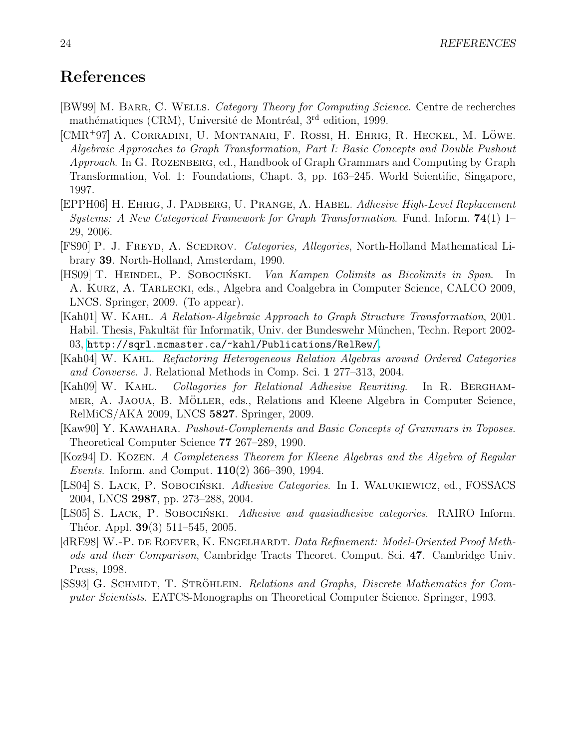# References

[BW99] M. Barr, C. Wells. *Category Theory for Computing Science*. Centre de recherches mathématiques (CRM), Université de Montréal, 3rd edition, 1999.

[CMR+97] A. Corradini, U. Montanari, F. Rossi, H. Ehrig, R. Heckel, M. Löwe. *Algebraic Approaches to Graph Transformation, Part I: Basic Concepts and Double Pushout Approach*. In G. Rozenberg, ed., Handbook of Graph Grammars and Computing by Graph Transformation, Vol. 1: Foundations, Chapt. 3, pp. 163–245. World Scientific, Singapore, 1997.

[EPPH06] H. Ehrig, J. Padberg, U. Prange, A. Habel. *Adhesive High-Level Replacement Systems: A New Categorical Framework for Graph Transformation*. Fund. Inform. **74**(1) 1–29, 2006.

[FS90] P. J. Freyd, A. Scedrov. *Categories, Allegories*, North-Holland Mathematical Library **39**. North-Holland, Amsterdam, 1990.

[HS09] T. Heindel, P. Sobociński. *Van Kampen Colimits as Bicolimits in Span*. In A. Kurz, A. Tarlecki, eds., Algebra and Coalgebra in Computer Science, CALCO 2009, LNCS. Springer, 2009. (To appear).

[Kah01] W. Kahl. *A Relation-Algebraic Approach to Graph Structure Transformation*, 2001. Habil. Thesis, Fakultät für Informatik, Univ. der Bundeswehr München, Techn. Report 2002-03, http://sqrl.mcmaster.ca/~kahl/Publications/RelRew/.

[Kah04] W. Kahl. *Refactoring Heterogeneous Relation Algebras around Ordered Categories and Converse*. J. Relational Methods in Comp. Sci. **1** 277–313, 2004.

[Kah09] W. Kahl. *Collagories for Relational Adhesive Rewriting*. In R. Berghammer, A. Jaoua, B. Möller, eds., Relations and Kleene Algebra in Computer Science, RelMiCS/AKA 2009, LNCS **5827**. Springer, 2009.

[Kaw90] Y. Kawahara. *Pushout-Complements and Basic Concepts of Grammars in Toposes*. Theoretical Computer Science **77** 267–289, 1990.

[Koz94] D. Kozen. *A Completeness Theorem for Kleene Algebras and the Algebra of Regular Events*. Inform. and Comput. **110**(2) 366–390, 1994.

[LS04] S. Lack, P. Sobociński. *Adhesive Categories*. In I. Walukiewicz, ed., FOSSACS 2004, LNCS **2987**, pp. 273–288, 2004.

[LS05] S. Lack, P. Sobociński. *Adhesive and quasiadhesive categories*. RAIRO Inform. Théor. Appl. **39**(3) 511–545, 2005.

[dRE98] W.-P. de Roever, K. Engelhardt. *Data Refinement: Model-Oriented Proof Methods and their Comparison*, Cambridge Tracts Theoret. Comput. Sci. **47**. Cambridge Univ. Press, 1998.

[SS93] G. Schmidt, T. Ströhlein. *Relations and Graphs, Discrete Mathematics for Computer Scientists*. EATCS-Monographs on Theoretical Computer Science. Springer, 1993.